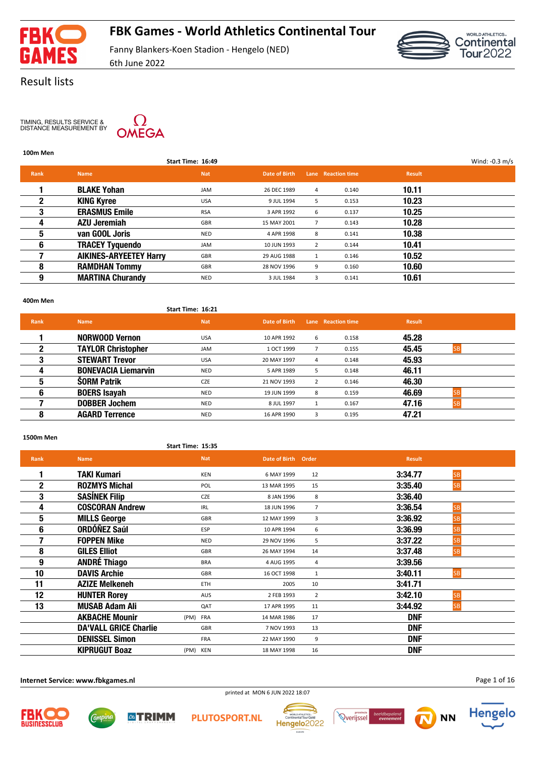# FBK Games - World Athletics Continental Tour

Fanny Blankers-Koen Stadion - Hengelo (NED)

6th June 2022

## Result lists

TIMING, RESULTS SERVICE & DISTANCE MEASUREMENT BY OMEGA

### 100m Men

Start Time: 16:49 Wind: -0.3 m/s

| Rank | Name | Nat | Date of Birth | Lane | Reaction time | Result | |
|---|---|---|---|---|---|---|---|
| 1 | BLAKE Yohan | JAM | 26 DEC 1989 | 4 | 0.140 | 10.11 | |
| 2 | KING Kyree | USA | 9 JUL 1994 | 5 | 0.153 | 10.23 | |
| 3 | ERASMUS Emile | RSA | 3 APR 1992 | 6 | 0.137 | 10.25 | |
| 4 | AZU Jeremiah | GBR | 15 MAY 2001 | 7 | 0.143 | 10.28 | |
| 5 | van GOOL Joris | NED | 4 APR 1998 | 8 | 0.141 | 10.38 | |
| 6 | TRACEY Tyquendo | JAM | 10 JUN 1993 | 2 | 0.144 | 10.41 | |
| 7 | AIKINES-ARYEETEY Harry | GBR | 29 AUG 1988 | 1 | 0.146 | 10.52 | |
| 8 | RAMDHAN Tommy | GBR | 28 NOV 1996 | 9 | 0.160 | 10.60 | |
| 9 | MARTINA Churandy | NED | 3 JUL 1984 | 3 | 0.141 | 10.61 | |

### 400m Men

Start Time: 16:21

| Rank | Name | Nat | Date of Birth | Lane | Reaction time | Result | |
|---|---|---|---|---|---|---|---|
| 1 | NORWOOD Vernon | USA | 10 APR 1992 | 6 | 0.158 | 45.28 | |
| 2 | TAYLOR Christopher | JAM | 1 OCT 1999 | 7 | 0.155 | 45.45 | SB |
| 3 | STEWART Trevor | USA | 20 MAY 1997 | 4 | 0.148 | 45.93 | |
| 4 | BONEVACIA Liemarvin | NED | 5 APR 1989 | 5 | 0.148 | 46.11 | |
| 5 | ŠORM Patrik | CZE | 21 NOV 1993 | 2 | 0.146 | 46.30 | |
| 6 | BOERS Isayah | NED | 19 JUN 1999 | 8 | 0.159 | 46.69 | SB |
| 7 | DOBBER Jochem | NED | 8 JUL 1997 | 1 | 0.167 | 47.16 | SB |
| 8 | AGARD Terrence | NED | 16 APR 1990 | 3 | 0.195 | 47.21 | |

### 1500m Men

Start Time: 15:35

| Rank | Name | | Nat | Date of Birth | Order | Result | |
|---|---|---|---|---|---|---|---|
| 1 | TAKI Kumari | | KEN | 6 MAY 1999 | 12 | 3:34.77 | SB |
| 2 | ROZMYS Michal | | POL | 13 MAR 1995 | 15 | 3:35.40 | SB |
| 3 | SASÍNEK Filip | | CZE | 8 JAN 1996 | 8 | 3:36.40 | |
| 4 | COSCORAN Andrew | | IRL | 18 JUN 1996 | 7 | 3:36.54 | SB |
| 5 | MILLS George | | GBR | 12 MAY 1999 | 3 | 3:36.92 | SB |
| 6 | ORDÓÑEZ Saúl | | ESP | 10 APR 1994 | 6 | 3:36.99 | SB |
| 7 | FOPPEN Mike | | NED | 29 NOV 1996 | 5 | 3:37.22 | SB |
| 8 | GILES Elliot | | GBR | 26 MAY 1994 | 14 | 3:37.48 | SB |
| 9 | ANDRÉ Thiago | | BRA | 4 AUG 1995 | 4 | 3:39.56 | |
| 10 | DAVIS Archie | | GBR | 16 OCT 1998 | 1 | 3:40.11 | SB |
| 11 | AZIZE Melkeneh | | ETH | 2005 | 10 | 3:41.71 | |
| 12 | HUNTER Rorey | | AUS | 2 FEB 1993 | 2 | 3:42.10 | SB |
| 13 | MUSAB Adam Ali | | QAT | 17 APR 1995 | 11 | 3:44.92 | SB |
| | AKBACHE Mounir | (PM) | FRA | 14 MAR 1986 | 17 | DNF | |
| | DA'VALL GRICE Charlie | | GBR | 7 NOV 1993 | 13 | DNF | |
| | DENISSEL Simon | | FRA | 22 MAY 1990 | 9 | DNF | |
| | KIPRUGUT Boaz | (PM) | KEN | 18 MAY 1998 | 16 | DNF | |

Internet Service: www.fbkgames.nl

printed at MON 6 JUN 2022 18:07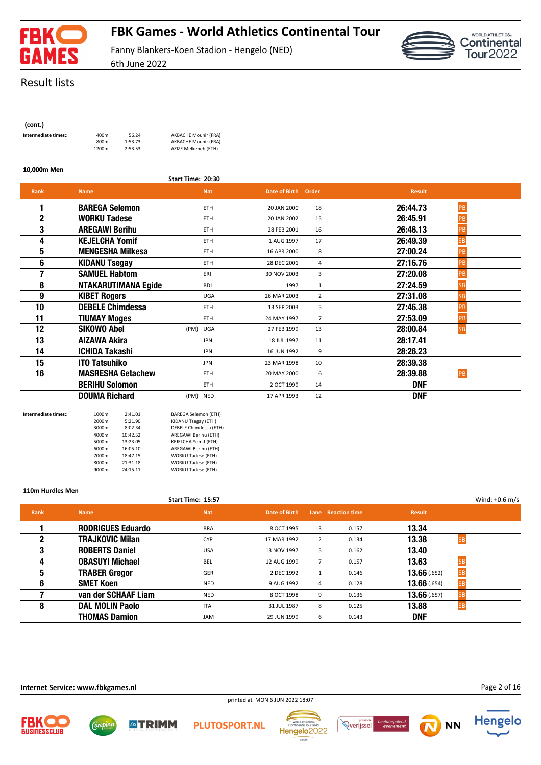# FBK Games - World Athletics Continental Tour

Fanny Blankers-Koen Stadion - Hengelo (NED)

6th June 2022

## Result lists

**(cont.)**

**Intermediate times::**

| | | |
|---|---|---|
| 400m | 56.24 | AKBACHE Mounir (FRA) |
| 800m | 1:53.73 | AKBACHE Mounir (FRA) |
| 1200m | 2:53.53 | AZIZE Melkeneh (ETH) |

### 10,000m Men

**Start Time: 20:30**

| Rank | Name | | Nat | Date of Birth | Order | Result | |
|---|---|---|---|---|---|---|---|
| 1 | **BAREGA Selemon** | | ETH | 20 JAN 2000 | 18 | **26:44.73** | PB |
| 2 | **WORKU Tadese** | | ETH | 20 JAN 2002 | 15 | **26:45.91** | PB |
| 3 | **AREGAWI Berihu** | | ETH | 28 FEB 2001 | 16 | **26:46.13** | PB |
| 4 | **KEJELCHA Yomif** | | ETH | 1 AUG 1997 | 17 | **26:49.39** | SB |
| 5 | **MENGESHA Milkesa** | | ETH | 16 APR 2000 | 8 | **27:00.24** | PB |
| 6 | **KIDANU Tsegay** | | ETH | 28 DEC 2001 | 4 | **27:16.76** | PB |
| 7 | **SAMUEL Habtom** | | ERI | 30 NOV 2003 | 3 | **27:20.08** | PB |
| 8 | **NTAKARUTIMANA Egide** | | BDI | 1997 | 1 | **27:24.59** | SB |
| 9 | **KIBET Rogers** | | UGA | 26 MAR 2003 | 2 | **27:31.08** | SB |
| 10 | **DEBELE Chimdessa** | | ETH | 13 SEP 2003 | 5 | **27:46.38** | PB |
| 11 | **TIUMAY Moges** | | ETH | 24 MAY 1997 | 7 | **27:53.09** | PB |
| 12 | **SIKOWO Abel** | (PM) | UGA | 27 FEB 1999 | 13 | **28:00.84** | SB |
| 13 | **AIZAWA Akira** | | JPN | 18 JUL 1997 | 11 | **28:17.41** | |
| 14 | **ICHIDA Takashi** | | JPN | 16 JUN 1992 | 9 | **28:26.23** | |
| 15 | **ITO Tatsuhiko** | | JPN | 23 MAR 1998 | 10 | **28:39.38** | |
| 16 | **MASRESHA Getachew** | | ETH | 20 MAY 2000 | 6 | **28:39.88** | PB |
| | **BERIHU Solomon** | | ETH | 2 OCT 1999 | 14 | **DNF** | |
| | **DOUMA Richard** | (PM) | NED | 17 APR 1993 | 12 | **DNF** | |

**Intermediate times::**

| | | |
|---|---|---|
| 1000m | 2:41.01 | BAREGA Selemon (ETH) |
| 2000m | 5:21.90 | KIDANU Tsegay (ETH) |
| 3000m | 8:02.34 | DEBELE Chimdessa (ETH) |
| 4000m | 10:42.52 | AREGAWI Berihu (ETH) |
| 5000m | 13:23.05 | KEJELCHA Yomif (ETH) |
| 6000m | 16:05.10 | AREGAWI Berihu (ETH) |
| 7000m | 18:47.15 | WORKU Tadese (ETH) |
| 8000m | 21:31.18 | WORKU Tadese (ETH) |
| 9000m | 24:15.11 | WORKU Tadese (ETH) |

### 110m Hurdles Men

**Start Time: 15:57** Wind: +0.6 m/s

| Rank | Name | Nat | Date of Birth | Lane | Reaction time | Result | |
|---|---|---|---|---|---|---|---|
| 1 | **RODRIGUES Eduardo** | BRA | 8 OCT 1995 | 3 | 0.157 | **13.34** | |
| 2 | **TRAJKOVIC Milan** | CYP | 17 MAR 1992 | 2 | 0.134 | **13.38** | SB |
| 3 | **ROBERTS Daniel** | USA | 13 NOV 1997 | 5 | 0.162 | **13.40** | |
| 4 | **OBASUYI Michael** | BEL | 12 AUG 1999 | 7 | 0.157 | **13.63** | SB |
| 5 | **TRABER Gregor** | GER | 2 DEC 1992 | 1 | 0.146 | **13.66** (.652) | SB |
| 6 | **SMET Koen** | NED | 9 AUG 1992 | 4 | 0.128 | **13.66** (.654) | SB |
| 7 | **van der SCHAAF Liam** | NED | 8 OCT 1998 | 9 | 0.136 | **13.66** (.657) | SB |
| 8 | **DAL MOLIN Paolo** | ITA | 31 JUL 1987 | 8 | 0.125 | **13.88** | SB |
| | **THOMAS Damion** | JAM | 29 JUN 1999 | 6 | 0.143 | **DNF** | |

**Internet Service: www.fbkgames.nl**

printed at MON 6 JUN 2022 18:07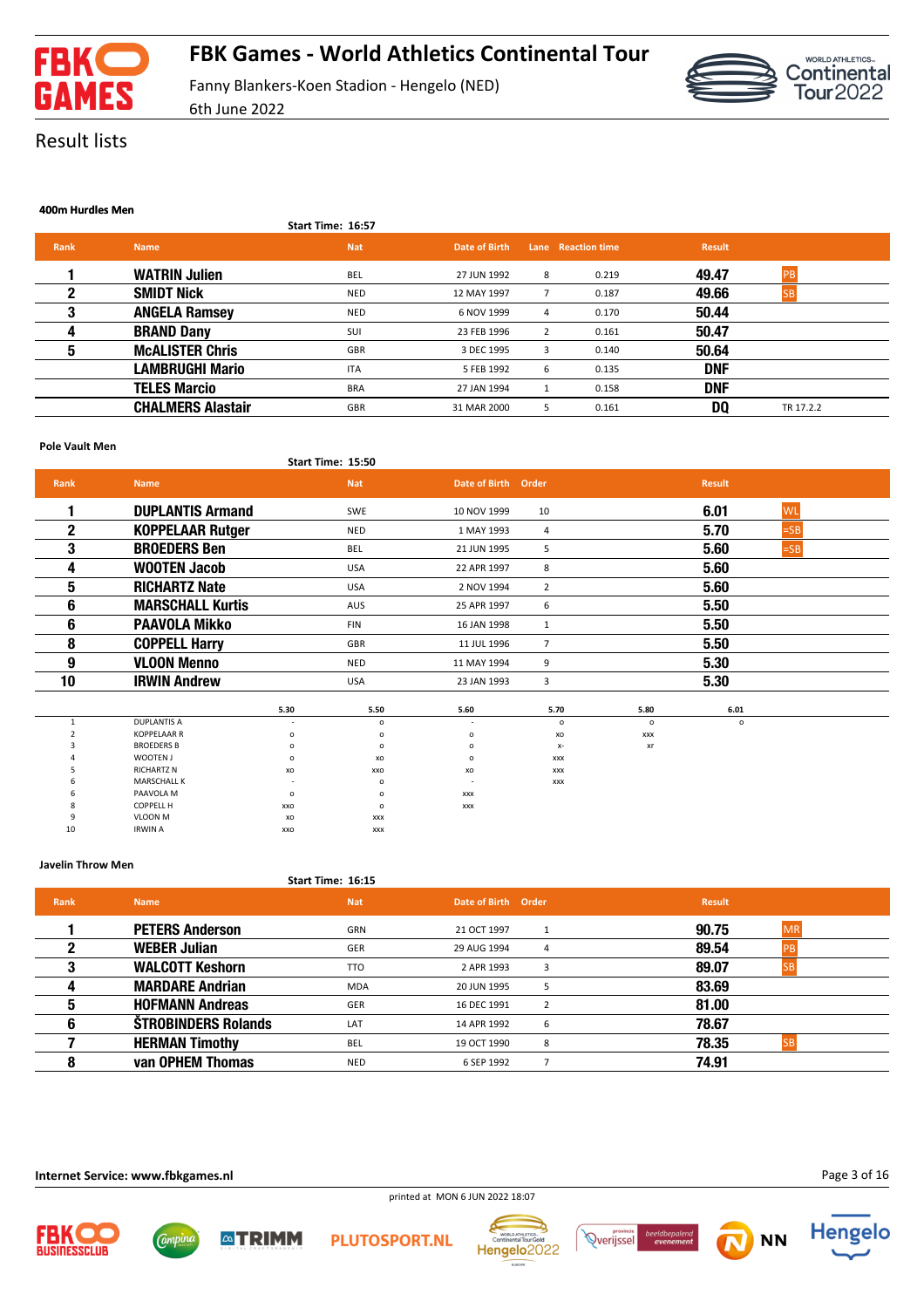# FBK Games - World Athletics Continental Tour

Fanny Blankers-Koen Stadion - Hengelo (NED)

6th June 2022

## Result lists

### 400m Hurdles Men

Start Time: 16:57

| Rank | Name | Nat | Date of Birth | Lane | Reaction time | Result | |
|---|---|---|---|---|---|---|---|
| 1 | WATRIN Julien | BEL | 27 JUN 1992 | 8 | 0.219 | 49.47 | PB |
| 2 | SMIDT Nick | NED | 12 MAY 1997 | 7 | 0.187 | 49.66 | SB |
| 3 | ANGELA Ramsey | NED | 6 NOV 1999 | 4 | 0.170 | 50.44 | |
| 4 | BRAND Dany | SUI | 23 FEB 1996 | 2 | 0.161 | 50.47 | |
| 5 | McALISTER Chris | GBR | 3 DEC 1995 | 3 | 0.140 | 50.64 | |
| | LAMBRUGHI Mario | ITA | 5 FEB 1992 | 6 | 0.135 | DNF | |
| | TELES Marcio | BRA | 27 JAN 1994 | 1 | 0.158 | DNF | |
| | CHALMERS Alastair | GBR | 31 MAR 2000 | 5 | 0.161 | DQ | TR 17.2.2 |

### Pole Vault Men

Start Time: 15:50

| Rank | Name | Nat | Date of Birth | Order | Result | |
|---|---|---|---|---|---|---|
| 1 | DUPLANTIS Armand | SWE | 10 NOV 1999 | 10 | 6.01 | WL |
| 2 | KOPPELAAR Rutger | NED | 1 MAY 1993 | 4 | 5.70 | =SB |
| 3 | BROEDERS Ben | BEL | 21 JUN 1995 | 5 | 5.60 | =SB |
| 4 | WOOTEN Jacob | USA | 22 APR 1997 | 8 | 5.60 | |
| 5 | RICHARTZ Nate | USA | 2 NOV 1994 | 2 | 5.60 | |
| 6 | MARSCHALL Kurtis | AUS | 25 APR 1997 | 6 | 5.50 | |
| 6 | PAAVOLA Mikko | FIN | 16 JAN 1998 | 1 | 5.50 | |
| 8 | COPPELL Harry | GBR | 11 JUL 1996 | 7 | 5.50 | |
| 9 | VLOON Menno | NED | 11 MAY 1994 | 9 | 5.30 | |
| 10 | IRWIN Andrew | USA | 23 JAN 1993 | 3 | 5.30 | |

| | | 5.30 | 5.50 | 5.60 | 5.70 | 5.80 | 6.01 |
|---|---|---|---|---|---|---|---|
| 1 | DUPLANTIS A | - | o | - | o | o | o |
| 2 | KOPPELAAR R | o | o | o | xo | xxx | |
| 3 | BROEDERS B | o | o | o | x- | xr | |
| 4 | WOOTEN J | o | xo | o | xxx | | |
| 5 | RICHARTZ N | xo | xxo | xo | xxx | | |
| 6 | MARSCHALL K | - | o | - | xxx | | |
| 6 | PAAVOLA M | o | o | xxx | | | |
| 8 | COPPELL H | xxo | o | xxx | | | |
| 9 | VLOON M | xo | xxx | | | | |
| 10 | IRWIN A | xxo | xxx | | | | |

### Javelin Throw Men

Start Time: 16:15

| Rank | Name | Nat | Date of Birth | Order | Result | |
|---|---|---|---|---|---|---|
| 1 | PETERS Anderson | GRN | 21 OCT 1997 | 1 | 90.75 | MR |
| 2 | WEBER Julian | GER | 29 AUG 1994 | 4 | 89.54 | PB |
| 3 | WALCOTT Keshorn | TTO | 2 APR 1993 | 3 | 89.07 | SB |
| 4 | MARDARE Andrian | MDA | 20 JUN 1995 | 5 | 83.69 | |
| 5 | HOFMANN Andreas | GER | 16 DEC 1991 | 2 | 81.00 | |
| 6 | ŠTROBINDERS Rolands | LAT | 14 APR 1992 | 6 | 78.67 | |
| 7 | HERMAN Timothy | BEL | 19 OCT 1990 | 8 | 78.35 | SB |
| 8 | van OPHEM Thomas | NED | 6 SEP 1992 | 7 | 74.91 | |

**Internet Service: www.fbkgames.nl**

printed at MON 6 JUN 2022 18:07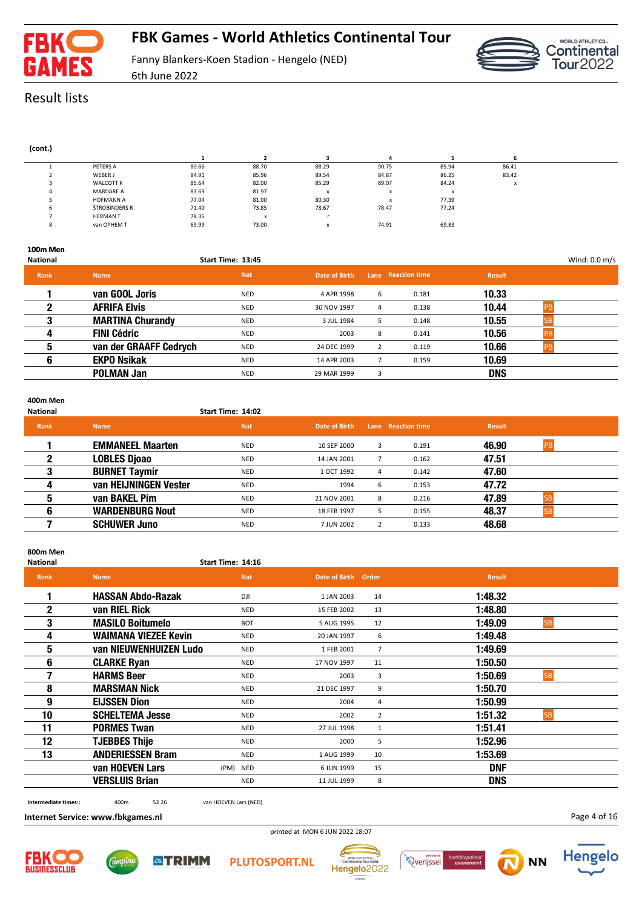# FBK Games - World Athletics Continental Tour

Fanny Blankers-Koen Stadion - Hengelo (NED)

6th June 2022

## Result lists

(cont.)

| | | 1 | 2 | 3 | 4 | 5 | 6 |
|---|---|---|---|---|---|---|---|
| 1 | PETERS A | 80.66 | 88.70 | 88.29 | 90.75 | 85.94 | 86.41 |
| 2 | WEBER J | 84.91 | 85.96 | 89.54 | 84.87 | 86.25 | 83.42 |
| 3 | WALCOTT K | 85.64 | 82.00 | 85.29 | 89.07 | 84.24 | x |
| 4 | MARDARE A | 83.69 | 81.97 | x | x | x | |
| 5 | HOFMANN A | 77.04 | 81.00 | 80.30 | x | 77.39 | |
| 6 | ŠTROBINDERS R | 71.40 | 73.85 | 78.67 | 78.47 | 77.24 | |
| 7 | HERMAN T | 78.35 | x | r | | | |
| 8 | van OPHEM T | 69.99 | 73.00 | x | 74.91 | 69.83 | |

### 100m Men

National — Start Time: 13:45 — Wind: 0.0 m/s

| Rank | Name | Nat | Date of Birth | Lane | Reaction time | Result | |
|---|---|---|---|---|---|---|---|
| 1 | van GOOL Joris | NED | 4 APR 1998 | 6 | 0.181 | 10.33 | |
| 2 | AFRIFA Elvis | NED | 30 NOV 1997 | 4 | 0.138 | 10.44 | PB |
| 3 | MARTINA Churandy | NED | 3 JUL 1984 | 5 | 0.148 | 10.55 | SB |
| 4 | FINI Cédric | NED | 2003 | 8 | 0.141 | 10.56 | PB |
| 5 | van der GRAAFF Cedrych | NED | 24 DEC 1999 | 2 | 0.119 | 10.66 | PB |
| 6 | EKPO Nsikak | NED | 14 APR 2003 | 7 | 0.159 | 10.69 | |
| | POLMAN Jan | NED | 29 MAR 1999 | 3 | | DNS | |

### 400m Men

National — Start Time: 14:02

| Rank | Name | Nat | Date of Birth | Lane | Reaction time | Result | |
|---|---|---|---|---|---|---|---|
| 1 | EMMANEEL Maarten | NED | 10 SEP 2000 | 3 | 0.191 | 46.90 | PB |
| 2 | LOBLES Djoao | NED | 14 JAN 2001 | 7 | 0.162 | 47.51 | |
| 3 | BURNET Taymir | NED | 1 OCT 1992 | 4 | 0.142 | 47.60 | |
| 4 | van HEIJNINGEN Vester | NED | 1994 | 6 | 0.153 | 47.72 | |
| 5 | van BAKEL Pim | NED | 21 NOV 2001 | 8 | 0.216 | 47.89 | SB |
| 6 | WARDENBURG Nout | NED | 18 FEB 1997 | 5 | 0.155 | 48.37 | SB |
| 7 | SCHUWER Juno | NED | 7 JUN 2002 | 2 | 0.133 | 48.68 | |

### 800m Men

National — Start Time: 14:16

| Rank | Name | Nat | Date of Birth | Order | Result | |
|---|---|---|---|---|---|---|
| 1 | HASSAN Abdo-Razak | DJI | 1 JAN 2003 | 14 | 1:48.32 | |
| 2 | van RIEL Rick | NED | 15 FEB 2002 | 13 | 1:48.80 | |
| 3 | MASILO Boitumelo | BOT | 5 AUG 1995 | 12 | 1:49.09 | SB |
| 4 | WAIMANA VIEZEE Kevin | NED | 20 JAN 1997 | 6 | 1:49.48 | |
| 5 | van NIEUWENHUIZEN Ludo | NED | 1 FEB 2001 | 7 | 1:49.69 | |
| 6 | CLARKE Ryan | NED | 17 NOV 1997 | 11 | 1:50.50 | |
| 7 | HARMS Beer | NED | 2003 | 3 | 1:50.69 | SB |
| 8 | MARSMAN Nick | NED | 21 DEC 1997 | 9 | 1:50.70 | |
| 9 | EIJSSEN Dion | NED | 2004 | 4 | 1:50.99 | |
| 10 | SCHELTEMA Jesse | NED | 2002 | 2 | 1:51.32 | SB |
| 11 | PORMES Twan | NED | 27 JUL 1998 | 1 | 1:51.41 | |
| 12 | TJEBBES Thije | NED | 2000 | 5 | 1:52.96 | |
| 13 | ANDERIESSEN Bram | NED | 1 AUG 1999 | 10 | 1:53.69 | |
| | van HOEVEN Lars (PM) | NED | 6 JUN 1999 | 15 | DNF | |
| | VERSLUIS Brian | NED | 11 JUL 1999 | 8 | DNS | |

Intermediate times:: 400m 52.26 van HOEVEN Lars (NED)

Internet Service: www.fbkgames.nl

printed at MON 6 JUN 2022 18:07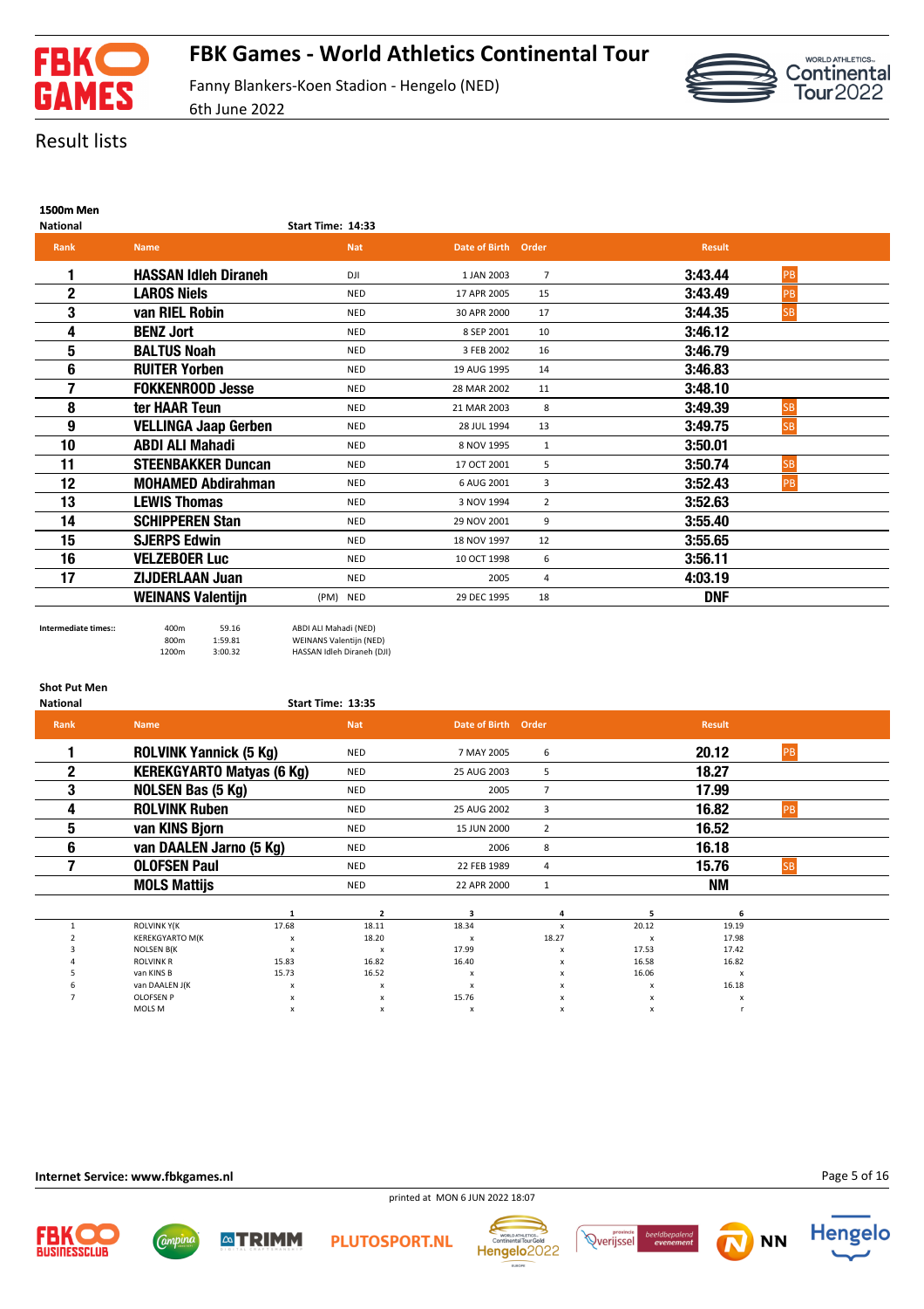# FBK Games - World Athletics Continental Tour

Fanny Blankers-Koen Stadion - Hengelo (NED)
6th June 2022

## Result lists

### 1500m Men
National — Start Time: 14:33

| Rank | Name | Nat | Date of Birth | Order | Result | |
|---|---|---|---|---|---|---|
| 1 | HASSAN Idleh Diraneh | DJI | 1 JAN 2003 | 7 | 3:43.44 | PB |
| 2 | LAROS Niels | NED | 17 APR 2005 | 15 | 3:43.49 | PB |
| 3 | van RIEL Robin | NED | 30 APR 2000 | 17 | 3:44.35 | SB |
| 4 | BENZ Jort | NED | 8 SEP 2001 | 10 | 3:46.12 | |
| 5 | BALTUS Noah | NED | 3 FEB 2002 | 16 | 3:46.79 | |
| 6 | RUITER Yorben | NED | 19 AUG 1995 | 14 | 3:46.83 | |
| 7 | FOKKENROOD Jesse | NED | 28 MAR 2002 | 11 | 3:48.10 | |
| 8 | ter HAAR Teun | NED | 21 MAR 2003 | 8 | 3:49.39 | SB |
| 9 | VELLINGA Jaap Gerben | NED | 28 JUL 1994 | 13 | 3:49.75 | SB |
| 10 | ABDI ALI Mahadi | NED | 8 NOV 1995 | 1 | 3:50.01 | |
| 11 | STEENBAKKER Duncan | NED | 17 OCT 2001 | 5 | 3:50.74 | SB |
| 12 | MOHAMED Abdirahman | NED | 6 AUG 2001 | 3 | 3:52.43 | PB |
| 13 | LEWIS Thomas | NED | 3 NOV 1994 | 2 | 3:52.63 | |
| 14 | SCHIPPEREN Stan | NED | 29 NOV 2001 | 9 | 3:55.40 | |
| 15 | SJERPS Edwin | NED | 18 NOV 1997 | 12 | 3:55.65 | |
| 16 | VELZEBOER Luc | NED | 10 OCT 1998 | 6 | 3:56.11 | |
| 17 | ZIJDERLAAN Juan | NED | 2005 | 4 | 4:03.19 | |
| | WEINANS Valentijn | (PM) NED | 29 DEC 1995 | 18 | DNF | |

Intermediate times::

| | | |
|---|---|---|
| 400m | 59.16 | ABDI ALI Mahadi (NED) |
| 800m | 1:59.81 | WEINANS Valentijn (NED) |
| 1200m | 3:00.32 | HASSAN Idleh Diraneh (DJI) |

### Shot Put Men
National — Start Time: 13:35

| Rank | Name | Nat | Date of Birth | Order | Result | |
|---|---|---|---|---|---|---|
| 1 | ROLVINK Yannick (5 Kg) | NED | 7 MAY 2005 | 6 | 20.12 | PB |
| 2 | KEREKGYARTO Matyas (6 Kg) | NED | 25 AUG 2003 | 5 | 18.27 | |
| 3 | NOLSEN Bas (5 Kg) | NED | 2005 | 7 | 17.99 | |
| 4 | ROLVINK Ruben | NED | 25 AUG 2002 | 3 | 16.82 | PB |
| 5 | van KINS Bjorn | NED | 15 JUN 2000 | 2 | 16.52 | |
| 6 | van DAALEN Jarno (5 Kg) | NED | 2006 | 8 | 16.18 | |
| 7 | OLOFSEN Paul | NED | 22 FEB 1989 | 4 | 15.76 | SB |
| | MOLS Mattijs | NED | 22 APR 2000 | 1 | NM | |

| | | 1 | 2 | 3 | 4 | 5 | 6 |
|---|---|---|---|---|---|---|---|
| 1 | ROLVINK Y(K | 17.68 | 18.11 | 18.34 | x | 20.12 | 19.19 |
| 2 | KEREKGYARTO M(K | x | 18.20 | x | 18.27 | x | 17.98 |
| 3 | NOLSEN B(K | x | x | 17.99 | x | 17.53 | 17.42 |
| 4 | ROLVINK R | 15.83 | 16.82 | 16.40 | x | 16.58 | 16.82 |
| 5 | van KINS B | 15.73 | 16.52 | x | x | 16.06 | x |
| 6 | van DAALEN J(K | x | x | x | x | x | 16.18 |
| 7 | OLOFSEN P | x | x | 15.76 | x | x | x |
| | MOLS M | x | x | x | x | x | r |

Internet Service: www.fbkgames.nl

printed at MON 6 JUN 2022 18:07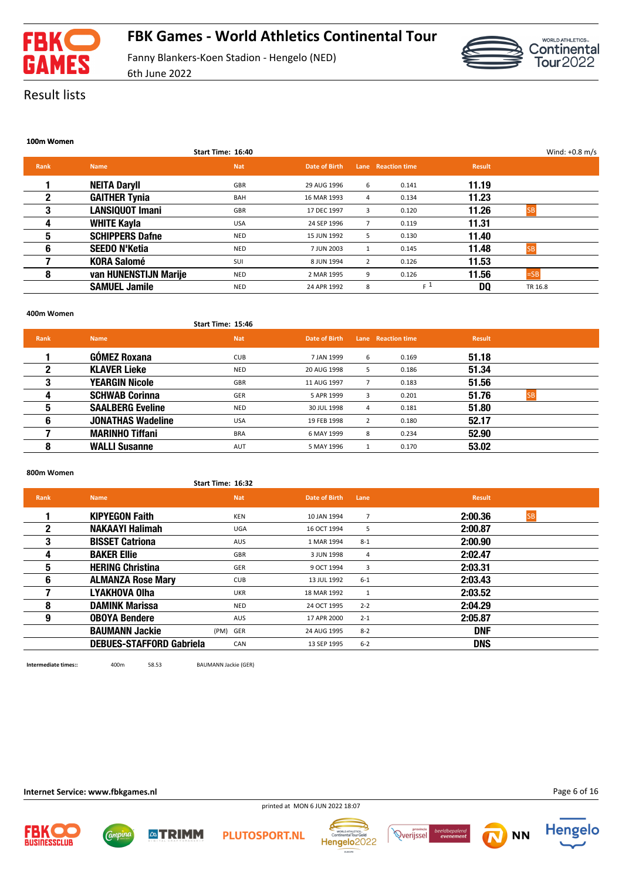# FBK Games - World Athletics Continental Tour

Fanny Blankers-Koen Stadion - Hengelo (NED)

6th June 2022

## Result lists

### 100m Women

Start Time: 16:40 — Wind: +0.8 m/s

| Rank | Name | Nat | Date of Birth | Lane | Reaction time | Result | |
|---|---|---|---|---|---|---|---|
| 1 | NEITA Daryll | GBR | 29 AUG 1996 | 6 | 0.141 | 11.19 | |
| 2 | GAITHER Tynia | BAH | 16 MAR 1993 | 4 | 0.134 | 11.23 | |
| 3 | LANSIQUOT Imani | GBR | 17 DEC 1997 | 3 | 0.120 | 11.26 | SB |
| 4 | WHITE Kayla | USA | 24 SEP 1996 | 7 | 0.119 | 11.31 | |
| 5 | SCHIPPERS Dafne | NED | 15 JUN 1992 | 5 | 0.130 | 11.40 | |
| 6 | SEEDO N'Ketia | NED | 7 JUN 2003 | 1 | 0.145 | 11.48 | SB |
| 7 | KORA Salomé | SUI | 8 JUN 1994 | 2 | 0.126 | 11.53 | |
| 8 | van HUNENSTIJN Marije | NED | 2 MAR 1995 | 9 | 0.126 | 11.56 | =SB |
| | SAMUEL Jamile | NED | 24 APR 1992 | 8 | F 1 | DQ | TR 16.8 |

### 400m Women

Start Time: 15:46

| Rank | Name | Nat | Date of Birth | Lane | Reaction time | Result | |
|---|---|---|---|---|---|---|---|
| 1 | GÓMEZ Roxana | CUB | 7 JAN 1999 | 6 | 0.169 | 51.18 | |
| 2 | KLAVER Lieke | NED | 20 AUG 1998 | 5 | 0.186 | 51.34 | |
| 3 | YEARGIN Nicole | GBR | 11 AUG 1997 | 7 | 0.183 | 51.56 | |
| 4 | SCHWAB Corinna | GER | 5 APR 1999 | 3 | 0.201 | 51.76 | SB |
| 5 | SAALBERG Eveline | NED | 30 JUL 1998 | 4 | 0.181 | 51.80 | |
| 6 | JONATHAS Wadeline | USA | 19 FEB 1998 | 2 | 0.180 | 52.17 | |
| 7 | MARINHO Tiffani | BRA | 6 MAY 1999 | 8 | 0.234 | 52.90 | |
| 8 | WALLI Susanne | AUT | 5 MAY 1996 | 1 | 0.170 | 53.02 | |

### 800m Women

Start Time: 16:32

| Rank | Name | | Nat | Date of Birth | Lane | Result | |
|---|---|---|---|---|---|---|---|
| 1 | KIPYEGON Faith | | KEN | 10 JAN 1994 | 7 | 2:00.36 | SB |
| 2 | NAKAAYI Halimah | | UGA | 16 OCT 1994 | 5 | 2:00.87 | |
| 3 | BISSET Catriona | | AUS | 1 MAR 1994 | 8-1 | 2:00.90 | |
| 4 | BAKER Ellie | | GBR | 3 JUN 1998 | 4 | 2:02.47 | |
| 5 | HERING Christina | | GER | 9 OCT 1994 | 3 | 2:03.31 | |
| 6 | ALMANZA Rose Mary | | CUB | 13 JUL 1992 | 6-1 | 2:03.43 | |
| 7 | LYAKHOVA Olha | | UKR | 18 MAR 1992 | 1 | 2:03.52 | |
| 8 | DAMINK Marissa | | NED | 24 OCT 1995 | 2-2 | 2:04.29 | |
| 9 | OBOYA Bendere | | AUS | 17 APR 2000 | 2-1 | 2:05.87 | |
| | BAUMANN Jackie | (PM) | GER | 24 AUG 1995 | 8-2 | DNF | |
| | DEBUES-STAFFORD Gabriela | | CAN | 13 SEP 1995 | 6-2 | DNS | |

Intermediate times:: 400m 58.53 BAUMANN Jackie (GER)

Internet Service: www.fbkgames.nl

printed at MON 6 JUN 2022 18:07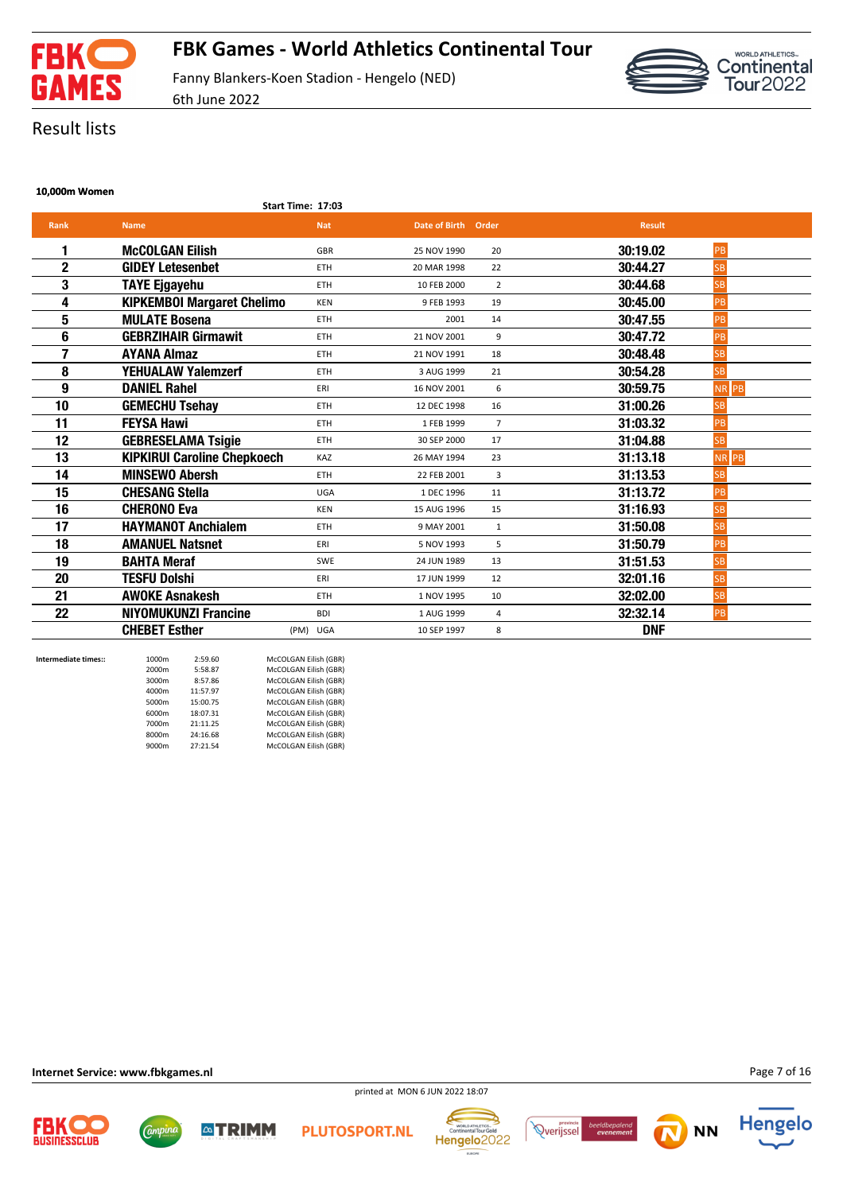# FBK Games - World Athletics Continental Tour

Fanny Blankers-Koen Stadion - Hengelo (NED)

6th June 2022

## Result lists

### 10,000m Women

Start Time: 17:03

| Rank | Name | Nat | Date of Birth | Order | Result | |
|---|---|---|---|---|---|---|
| 1 | **McCOLGAN Eilish** | GBR | 25 NOV 1990 | 20 | **30:19.02** | PB |
| 2 | **GIDEY Letesenbet** | ETH | 20 MAR 1998 | 22 | **30:44.27** | SB |
| 3 | **TAYE Ejgayehu** | ETH | 10 FEB 2000 | 2 | **30:44.68** | SB |
| 4 | **KIPKEMBOI Margaret Chelimo** | KEN | 9 FEB 1993 | 19 | **30:45.00** | PB |
| 5 | **MULATE Bosena** | ETH | 2001 | 14 | **30:47.55** | PB |
| 6 | **GEBRZIHAIR Girmawit** | ETH | 21 NOV 2001 | 9 | **30:47.72** | PB |
| 7 | **AYANA Almaz** | ETH | 21 NOV 1991 | 18 | **30:48.48** | SB |
| 8 | **YEHUALAW Yalemzerf** | ETH | 3 AUG 1999 | 21 | **30:54.28** | SB |
| 9 | **DANIEL Rahel** | ERI | 16 NOV 2001 | 6 | **30:59.75** | NR PB |
| 10 | **GEMECHU Tsehay** | ETH | 12 DEC 1998 | 16 | **31:00.26** | SB |
| 11 | **FEYSA Hawi** | ETH | 1 FEB 1999 | 7 | **31:03.32** | PB |
| 12 | **GEBRESELAMA Tsigie** | ETH | 30 SEP 2000 | 17 | **31:04.88** | SB |
| 13 | **KIPKIRUI Caroline Chepkoech** | KAZ | 26 MAY 1994 | 23 | **31:13.18** | NR PB |
| 14 | **MINSEWO Abersh** | ETH | 22 FEB 2001 | 3 | **31:13.53** | SB |
| 15 | **CHESANG Stella** | UGA | 1 DEC 1996 | 11 | **31:13.72** | PB |
| 16 | **CHERONO Eva** | KEN | 15 AUG 1996 | 15 | **31:16.93** | SB |
| 17 | **HAYMANOT Anchialem** | ETH | 9 MAY 2001 | 1 | **31:50.08** | SB |
| 18 | **AMANUEL Natsnet** | ERI | 5 NOV 1993 | 5 | **31:50.79** | PB |
| 19 | **BAHTA Meraf** | SWE | 24 JUN 1989 | 13 | **31:51.53** | SB |
| 20 | **TESFU Dolshi** | ERI | 17 JUN 1999 | 12 | **32:01.16** | SB |
| 21 | **AWOKE Asnakesh** | ETH | 1 NOV 1995 | 10 | **32:02.00** | SB |
| 22 | **NIYOMUKUNZI Francine** | BDI | 1 AUG 1999 | 4 | **32:32.14** | PB |
| | **CHEBET Esther** (PM) | UGA | 10 SEP 1997 | 8 | **DNF** | |

**Intermediate times::**

| | | |
|---|---|---|
| 1000m | 2:59.60 | McCOLGAN Eilish (GBR) |
| 2000m | 5:58.87 | McCOLGAN Eilish (GBR) |
| 3000m | 8:57.86 | McCOLGAN Eilish (GBR) |
| 4000m | 11:57.97 | McCOLGAN Eilish (GBR) |
| 5000m | 15:00.75 | McCOLGAN Eilish (GBR) |
| 6000m | 18:07.31 | McCOLGAN Eilish (GBR) |
| 7000m | 21:11.25 | McCOLGAN Eilish (GBR) |
| 8000m | 24:16.68 | McCOLGAN Eilish (GBR) |
| 9000m | 27:21.54 | McCOLGAN Eilish (GBR) |

**Internet Service: www.fbkgames.nl**

printed at MON 6 JUN 2022 18:07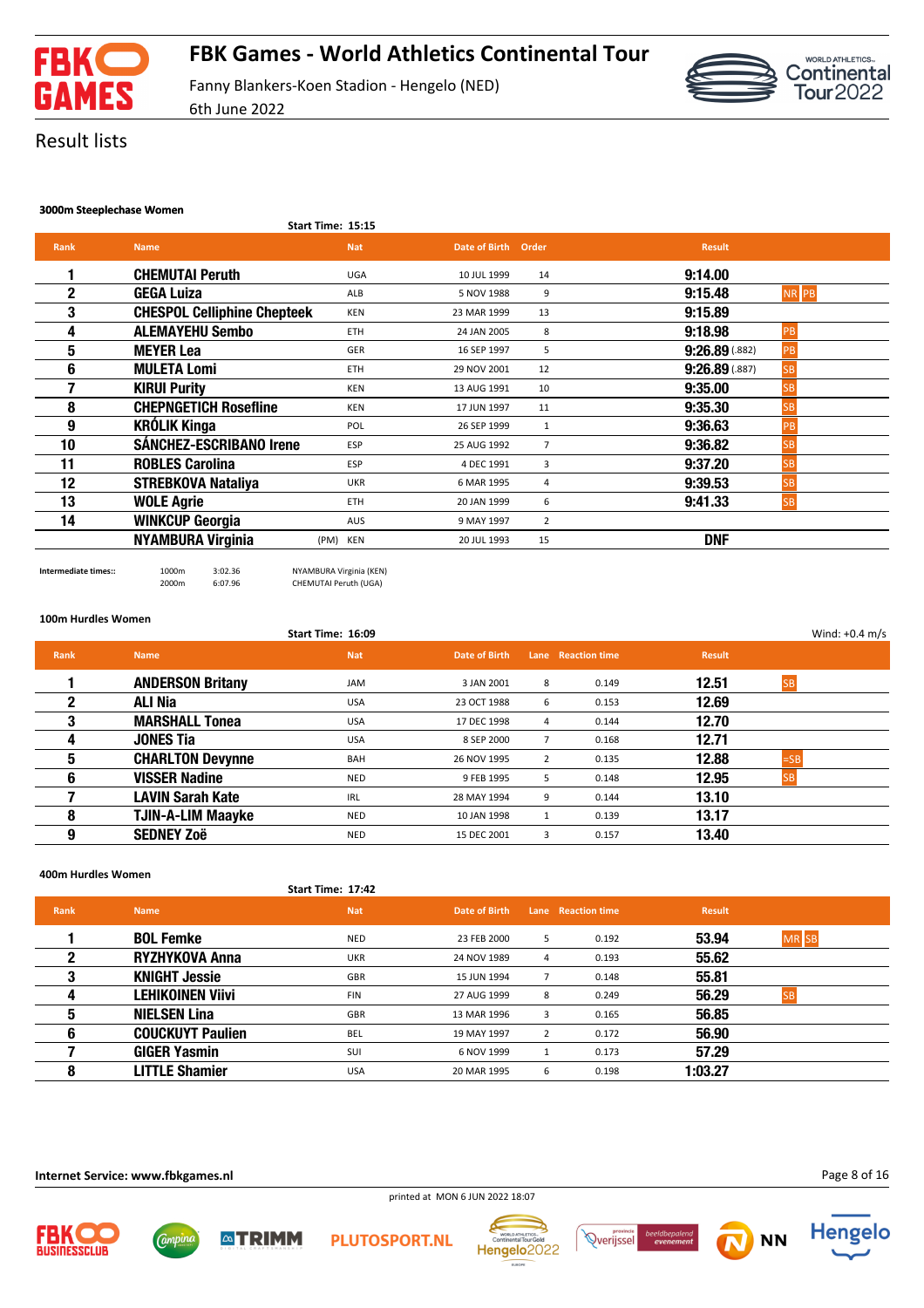# FBK Games - World Athletics Continental Tour

Fanny Blankers-Koen Stadion - Hengelo (NED)
6th June 2022

## Result lists

### 3000m Steeplechase Women

Start Time: 15:15

| Rank | Name | Nat | Date of Birth | Order | Result | |
|---|---|---|---|---|---|---|
| 1 | CHEMUTAI Peruth | UGA | 10 JUL 1999 | 14 | 9:14.00 | |
| 2 | GEGA Luiza | ALB | 5 NOV 1988 | 9 | 9:15.48 | NR PB |
| 3 | CHESPOL Celliphine Chepteek | KEN | 23 MAR 1999 | 13 | 9:15.89 | |
| 4 | ALEMAYEHU Sembo | ETH | 24 JAN 2005 | 8 | 9:18.98 | PB |
| 5 | MEYER Lea | GER | 16 SEP 1997 | 5 | 9:26.89 (.882) | PB |
| 6 | MULETA Lomi | ETH | 29 NOV 2001 | 12 | 9:26.89 (.887) | SB |
| 7 | KIRUI Purity | KEN | 13 AUG 1991 | 10 | 9:35.00 | SB |
| 8 | CHEPNGETICH Roseline | KEN | 17 JUN 1997 | 11 | 9:35.30 | SB |
| 9 | KRÓLIK Kinga | POL | 26 SEP 1999 | 1 | 9:36.63 | PB |
| 10 | SÁNCHEZ-ESCRIBANO Irene | ESP | 25 AUG 1992 | 7 | 9:36.82 | SB |
| 11 | ROBLES Carolina | ESP | 4 DEC 1991 | 3 | 9:37.20 | SB |
| 12 | STREBKOVA Nataliya | UKR | 6 MAR 1995 | 4 | 9:39.53 | SB |
| 13 | WOLE Agrie | ETH | 20 JAN 1999 | 6 | 9:41.33 | SB |
| 14 | WINKCUP Georgia | AUS | 9 MAY 1997 | 2 | | |
| | NYAMBURA Virginia (PM) | KEN | 20 JUL 1993 | 15 | DNF | |

Intermediate times::

| | | |
|---|---|---|
| 1000m | 3:02.36 | NYAMBURA Virginia (KEN) |
| 2000m | 6:07.96 | CHEMUTAI Peruth (UGA) |

### 100m Hurdles Women

Start Time: 16:09 — Wind: +0.4 m/s

| Rank | Name | Nat | Date of Birth | Lane | Reaction time | Result | |
|---|---|---|---|---|---|---|---|
| 1 | ANDERSON Britany | JAM | 3 JAN 2001 | 8 | 0.149 | 12.51 | SB |
| 2 | ALI Nia | USA | 23 OCT 1988 | 6 | 0.153 | 12.69 | |
| 3 | MARSHALL Tonea | USA | 17 DEC 1998 | 4 | 0.144 | 12.70 | |
| 4 | JONES Tia | USA | 8 SEP 2000 | 7 | 0.168 | 12.71 | |
| 5 | CHARLTON Devynne | BAH | 26 NOV 1995 | 2 | 0.135 | 12.88 | =SB |
| 6 | VISSER Nadine | NED | 9 FEB 1995 | 5 | 0.148 | 12.95 | SB |
| 7 | LAVIN Sarah Kate | IRL | 28 MAY 1994 | 9 | 0.144 | 13.10 | |
| 8 | TJIN-A-LIM Maayke | NED | 10 JAN 1998 | 1 | 0.139 | 13.17 | |
| 9 | SEDNEY Zoë | NED | 15 DEC 2001 | 3 | 0.157 | 13.40 | |

### 400m Hurdles Women

Start Time: 17:42

| Rank | Name | Nat | Date of Birth | Lane | Reaction time | Result | |
|---|---|---|---|---|---|---|---|
| 1 | BOL Femke | NED | 23 FEB 2000 | 5 | 0.192 | 53.94 | MR SB |
| 2 | RYZHYKOVA Anna | UKR | 24 NOV 1989 | 4 | 0.193 | 55.62 | |
| 3 | KNIGHT Jessie | GBR | 15 JUN 1994 | 7 | 0.148 | 55.81 | |
| 4 | LEHIKOINEN Viivi | FIN | 27 AUG 1999 | 8 | 0.249 | 56.29 | SB |
| 5 | NIELSEN Lina | GBR | 13 MAR 1996 | 3 | 0.165 | 56.85 | |
| 6 | COUCKUYT Paulien | BEL | 19 MAY 1997 | 2 | 0.172 | 56.90 | |
| 7 | GIGER Yasmin | SUI | 6 NOV 1999 | 1 | 0.173 | 57.29 | |
| 8 | LITTLE Shamier | USA | 20 MAR 1995 | 6 | 0.198 | 1:03.27 | |

Internet Service: www.fbkgames.nl

printed at MON 6 JUN 2022 18:07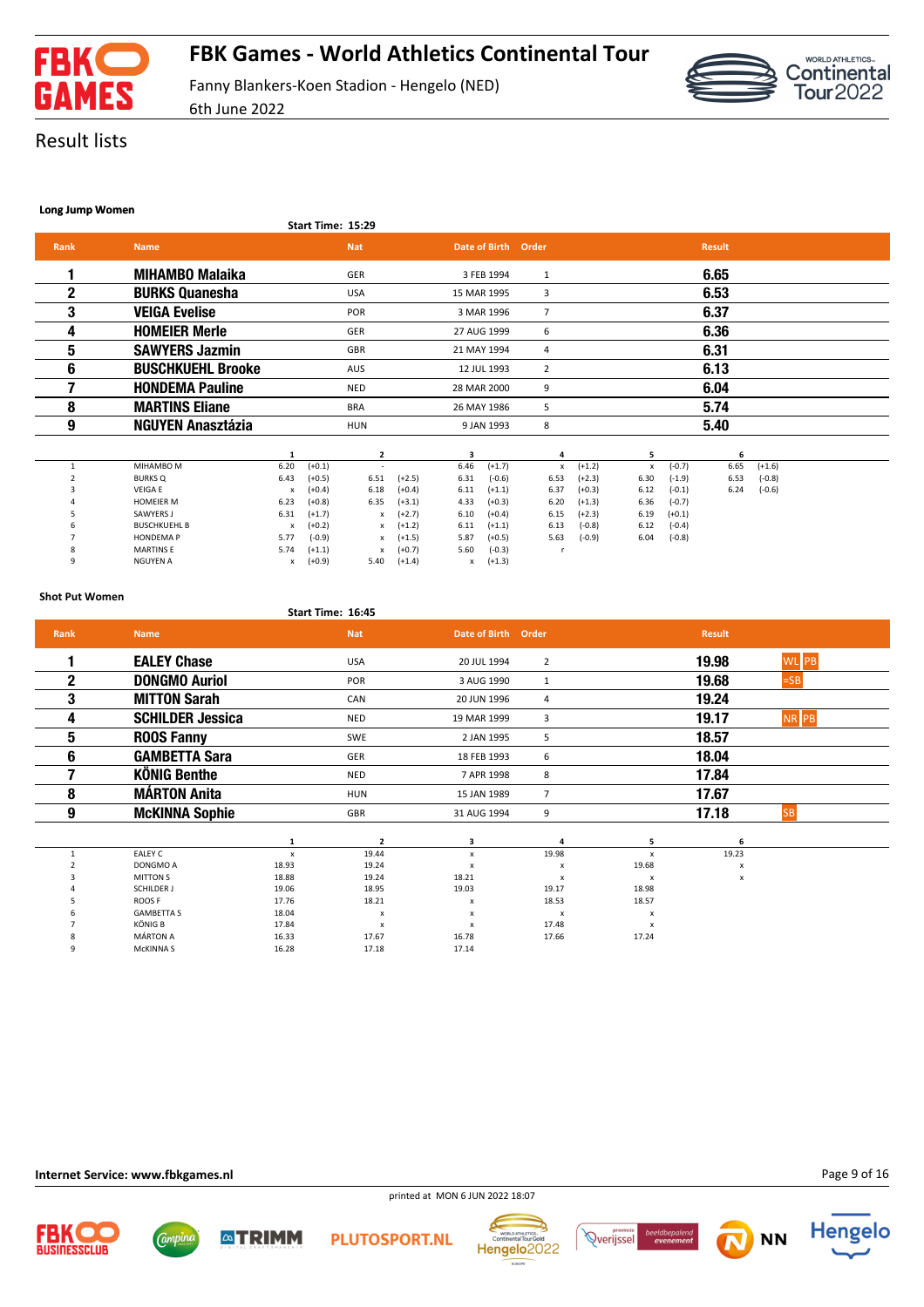# FBK Games - World Athletics Continental Tour

Fanny Blankers-Koen Stadion - Hengelo (NED)

6th June 2022

## Result lists

### Long Jump Women

Start Time: 15:29

| Rank | Name | Nat | Date of Birth | Order | Result |
|---|---|---|---|---|---|
| 1 | MIHAMBO Malaika | GER | 3 FEB 1994 | 1 | 6.65 |
| 2 | BURKS Quanesha | USA | 15 MAR 1995 | 3 | 6.53 |
| 3 | VEIGA Evelise | POR | 3 MAR 1996 | 7 | 6.37 |
| 4 | HOMEIER Merle | GER | 27 AUG 1999 | 6 | 6.36 |
| 5 | SAWYERS Jazmin | GBR | 21 MAY 1994 | 4 | 6.31 |
| 6 | BUSCHKUEHL Brooke | AUS | 12 JUL 1993 | 2 | 6.13 |
| 7 | HONDEMA Pauline | NED | 28 MAR 2000 | 9 | 6.04 |
| 8 | MARTINS Eliane | BRA | 26 MAY 1986 | 5 | 5.74 |
| 9 | NGUYEN Anasztázia | HUN | 9 JAN 1993 | 8 | 5.40 |

| | | 1 | | 2 | | 3 | | 4 | | 5 | | 6 | |
|---|---|---|---|---|---|---|---|---|---|---|---|---|---|
| 1 | MIHAMBO M | 6.20 | (+0.1) | - | | 6.46 | (+1.7) | x | (+1.2) | x | (-0.7) | 6.65 | (+1.6) |
| 2 | BURKS Q | 6.43 | (+0.5) | 6.51 | (+2.5) | 6.31 | (-0.6) | 6.53 | (+2.3) | 6.30 | (-1.9) | 6.53 | (-0.8) |
| 3 | VEIGA E | x | (+0.4) | 6.18 | (+0.4) | 6.11 | (+1.1) | 6.37 | (+0.3) | 6.12 | (-0.1) | 6.24 | (-0.6) |
| 4 | HOMEIER M | 6.23 | (+0.8) | 6.35 | (+3.1) | 4.33 | (+0.3) | 6.20 | (+1.3) | 6.36 | (-0.7) | | |
| 5 | SAWYERS J | 6.31 | (+1.7) | x | (+2.7) | 6.10 | (+0.4) | 6.15 | (+2.3) | 6.19 | (+0.1) | | |
| 6 | BUSCHKUEHL B | x | (+0.2) | x | (+1.2) | 6.11 | (+1.1) | 6.13 | (-0.8) | 6.12 | (-0.4) | | |
| 7 | HONDEMA P | 5.77 | (-0.9) | x | (+1.5) | 5.87 | (+0.5) | 5.63 | (-0.9) | 6.04 | (-0.8) | | |
| 8 | MARTINS E | 5.74 | (+1.1) | x | (+0.7) | 5.60 | (-0.3) | r | | | | | |
| 9 | NGUYEN A | x | (+0.9) | 5.40 | (+1.4) | x | (+1.3) | | | | | | |

### Shot Put Women

Start Time: 16:45

| Rank | Name | Nat | Date of Birth | Order | Result | |
|---|---|---|---|---|---|---|
| 1 | EALEY Chase | USA | 20 JUL 1994 | 2 | 19.98 | WL PB |
| 2 | DONGMO Auriol | POR | 3 AUG 1990 | 1 | 19.68 | =SB |
| 3 | MITTON Sarah | CAN | 20 JUN 1996 | 4 | 19.24 | |
| 4 | SCHILDER Jessica | NED | 19 MAR 1999 | 3 | 19.17 | NR PB |
| 5 | ROOS Fanny | SWE | 2 JAN 1995 | 5 | 18.57 | |
| 6 | GAMBETTA Sara | GER | 18 FEB 1993 | 6 | 18.04 | |
| 7 | KÖNIG Benthe | NED | 7 APR 1998 | 8 | 17.84 | |
| 8 | MÁRTON Anita | HUN | 15 JAN 1989 | 7 | 17.67 | |
| 9 | McKINNA Sophie | GBR | 31 AUG 1994 | 9 | 17.18 | SB |

| | | 1 | 2 | 3 | 4 | 5 | 6 |
|---|---|---|---|---|---|---|---|
| 1 | EALEY C | x | 19.44 | x | 19.98 | x | 19.23 |
| 2 | DONGMO A | 18.93 | 19.24 | x | x | 19.68 | x |
| 3 | MITTON S | 18.88 | 19.24 | 18.21 | x | x | x |
| 4 | SCHILDER J | 19.06 | 18.95 | 19.03 | 19.17 | 18.98 | |
| 5 | ROOS F | 17.76 | 18.21 | x | 18.53 | 18.57 | |
| 6 | GAMBETTA S | 18.04 | x | x | x | x | |
| 7 | KÖNIG B | 17.84 | x | x | 17.48 | x | |
| 8 | MÁRTON A | 16.33 | 17.67 | 16.78 | 17.66 | 17.24 | |
| 9 | McKINNA S | 16.28 | 17.18 | 17.14 | | | |

Internet Service: www.fbkgames.nl

printed at MON 6 JUN 2022 18:07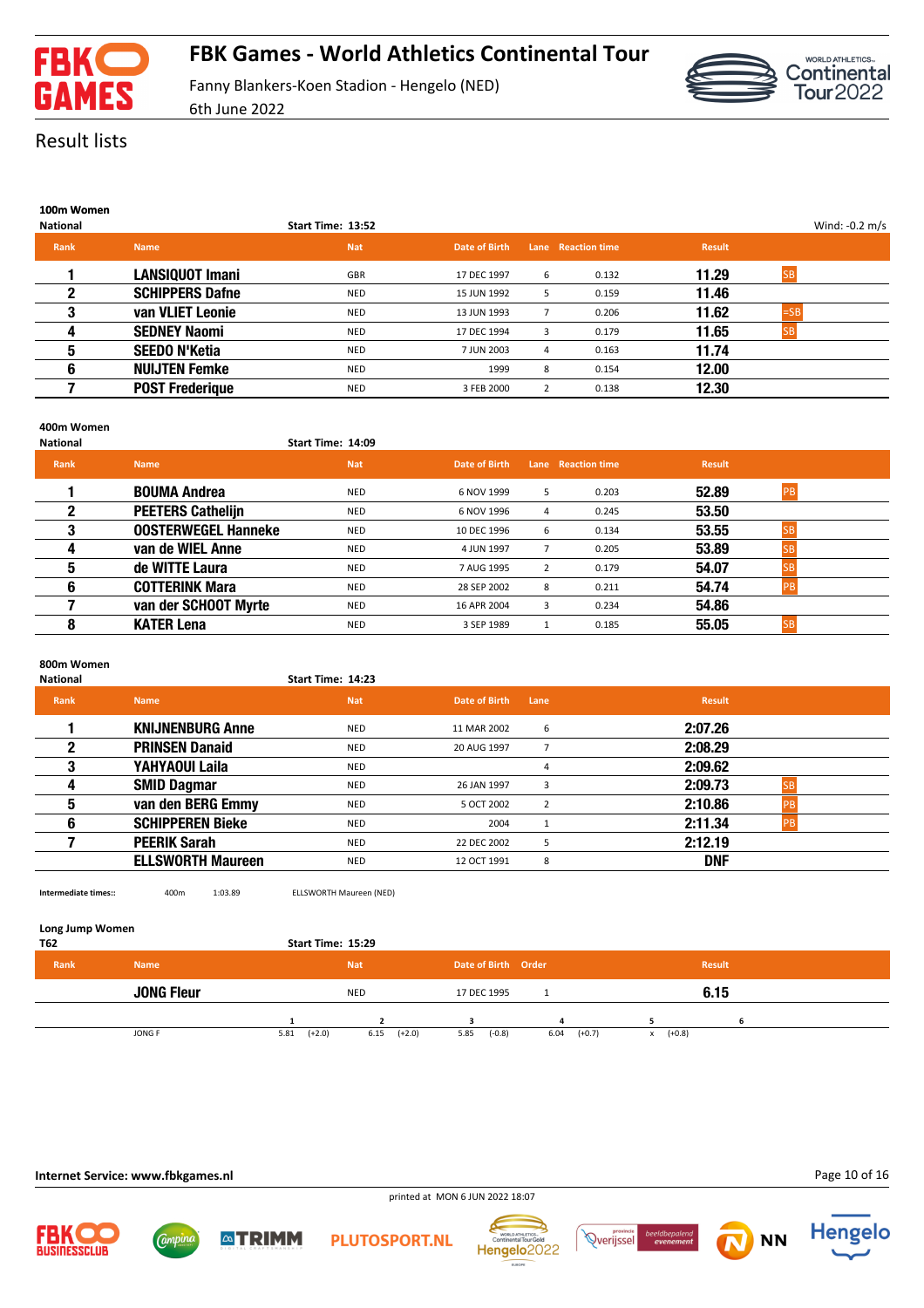# FBK Games - World Athletics Continental Tour

Fanny Blankers-Koen Stadion - Hengelo (NED)

6th June 2022

## Result lists

### 100m Women

National — Start Time: 13:52 — Wind: -0.2 m/s

| Rank | Name | Nat | Date of Birth | Lane | Reaction time | Result | |
|---|---|---|---|---|---|---|---|
| 1 | LANSIQUOT Imani | GBR | 17 DEC 1997 | 6 | 0.132 | 11.29 | SB |
| 2 | SCHIPPERS Dafne | NED | 15 JUN 1992 | 5 | 0.159 | 11.46 | |
| 3 | van VLIET Leonie | NED | 13 JUN 1993 | 7 | 0.206 | 11.62 | =SB |
| 4 | SEDNEY Naomi | NED | 17 DEC 1994 | 3 | 0.179 | 11.65 | SB |
| 5 | SEEDO N'Ketia | NED | 7 JUN 2003 | 4 | 0.163 | 11.74 | |
| 6 | NUIJTEN Femke | NED | 1999 | 8 | 0.154 | 12.00 | |
| 7 | POST Frederique | NED | 3 FEB 2000 | 2 | 0.138 | 12.30 | |

### 400m Women

National — Start Time: 14:09

| Rank | Name | Nat | Date of Birth | Lane | Reaction time | Result | |
|---|---|---|---|---|---|---|---|
| 1 | BOUMA Andrea | NED | 6 NOV 1999 | 5 | 0.203 | 52.89 | PB |
| 2 | PEETERS Cathelijn | NED | 6 NOV 1996 | 4 | 0.245 | 53.50 | |
| 3 | OOSTERWEGEL Hanneke | NED | 10 DEC 1996 | 6 | 0.134 | 53.55 | SB |
| 4 | van de WIEL Anne | NED | 4 JUN 1997 | 7 | 0.205 | 53.89 | SB |
| 5 | de WITTE Laura | NED | 7 AUG 1995 | 2 | 0.179 | 54.07 | SB |
| 6 | COTTERINK Mara | NED | 28 SEP 2002 | 8 | 0.211 | 54.74 | PB |
| 7 | van der SCHOOT Myrte | NED | 16 APR 2004 | 3 | 0.234 | 54.86 | |
| 8 | KATER Lena | NED | 3 SEP 1989 | 1 | 0.185 | 55.05 | SB |

### 800m Women

National — Start Time: 14:23

| Rank | Name | Nat | Date of Birth | Lane | Result | |
|---|---|---|---|---|---|---|
| 1 | KNIJNENBURG Anne | NED | 11 MAR 2002 | 6 | 2:07.26 | |
| 2 | PRINSEN Danaid | NED | 20 AUG 1997 | 7 | 2:08.29 | |
| 3 | YAHYAOUI Laila | NED | | 4 | 2:09.62 | |
| 4 | SMID Dagmar | NED | 26 JAN 1997 | 3 | 2:09.73 | SB |
| 5 | van den BERG Emmy | NED | 5 OCT 2002 | 2 | 2:10.86 | PB |
| 6 | SCHIPPEREN Bieke | NED | 2004 | 1 | 2:11.34 | PB |
| 7 | PEERIK Sarah | NED | 22 DEC 2002 | 5 | 2:12.19 | |
| | ELLSWORTH Maureen | NED | 12 OCT 1991 | 8 | DNF | |

Intermediate times:: 400m 1:03.89 ELLSWORTH Maureen (NED)

### Long Jump Women

T62 — Start Time: 15:29

| Rank | Name | Nat | Date of Birth | Order | Result |
|---|---|---|---|---|---|
| | JONG Fleur | NED | 17 DEC 1995 | 1 | 6.15 |

| | 1 | 2 | 3 | 4 | 5 | 6 |
|---|---|---|---|---|---|---|
| JONG F | 5.81 (+2.0) | 6.15 (+2.0) | 5.85 (-0.8) | 6.04 (+0.7) | x (+0.8) | |

Internet Service: www.fbkgames.nl

printed at MON 6 JUN 2022 18:07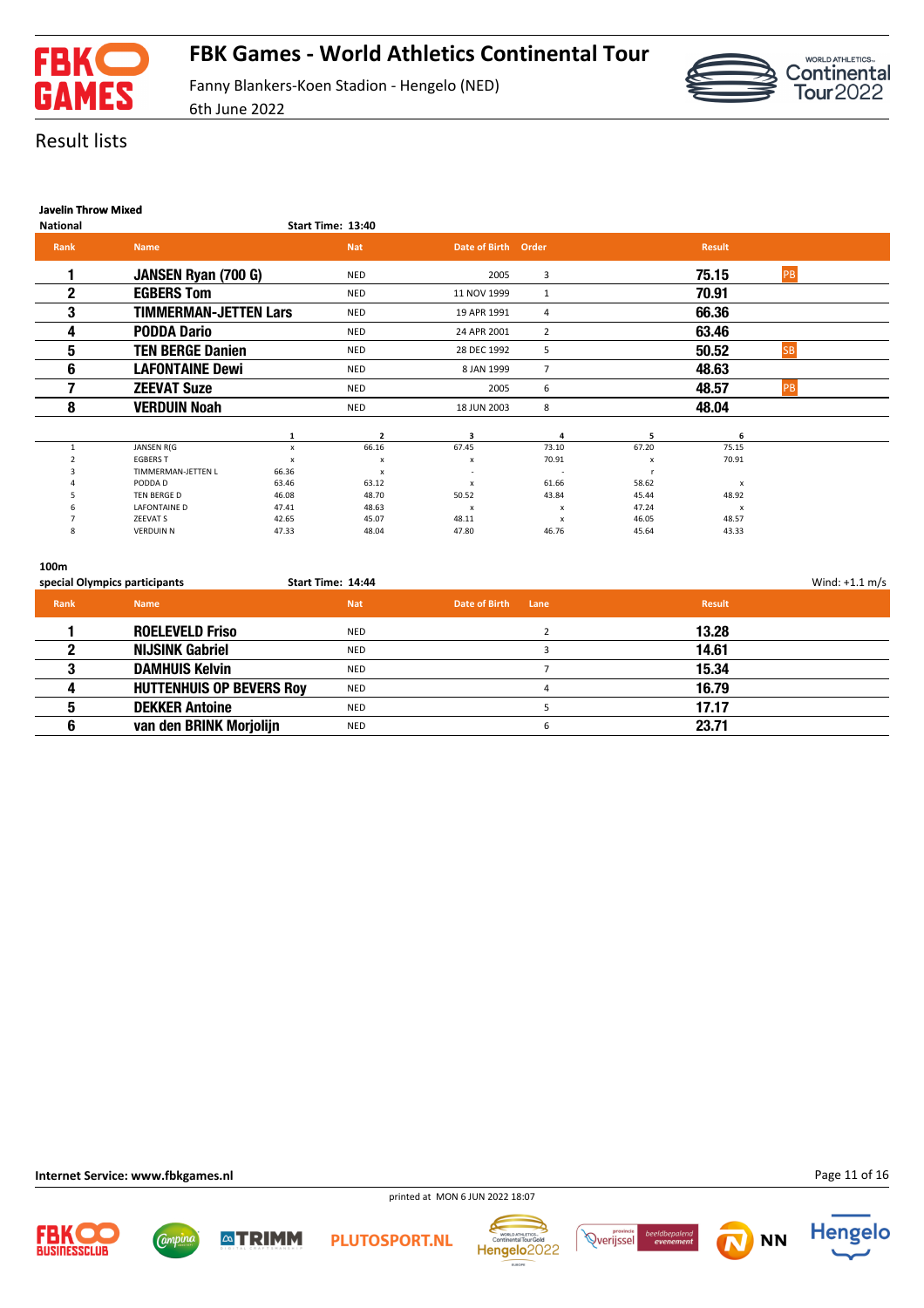# FBK Games - World Athletics Continental Tour

Fanny Blankers-Koen Stadion - Hengelo (NED)
6th June 2022

## Result lists

### Javelin Throw Mixed

**National** — Start Time: 13:40

| Rank | Name | Nat | Date of Birth | Order | Result | |
|---|---|---|---|---|---|---|
| 1 | JANSEN Ryan (700 G) | NED | 2005 | 3 | 75.15 | PB |
| 2 | EGBERS Tom | NED | 11 NOV 1999 | 1 | 70.91 | |
| 3 | TIMMERMAN-JETTEN Lars | NED | 19 APR 1991 | 4 | 66.36 | |
| 4 | PODDA Dario | NED | 24 APR 2001 | 2 | 63.46 | |
| 5 | TEN BERGE Danien | NED | 28 DEC 1992 | 5 | 50.52 | SB |
| 6 | LAFONTAINE Dewi | NED | 8 JAN 1999 | 7 | 48.63 | |
| 7 | ZEEVAT Suze | NED | 2005 | 6 | 48.57 | PB |
| 8 | VERDUIN Noah | NED | 18 JUN 2003 | 8 | 48.04 | |

| | | 1 | 2 | 3 | 4 | 5 | 6 |
|---|---|---|---|---|---|---|---|
| 1 | JANSEN R(G | x | 66.16 | 67.45 | 73.10 | 67.20 | 75.15 |
| 2 | EGBERS T | x | x | x | 70.91 | x | 70.91 |
| 3 | TIMMERMAN-JETTEN L | 66.36 | x | - | - | r | |
| 4 | PODDA D | 63.46 | 63.12 | x | 61.66 | 58.62 | x |
| 5 | TEN BERGE D | 46.08 | 48.70 | 50.52 | 43.84 | 45.44 | 48.92 |
| 6 | LAFONTAINE D | 47.41 | 48.63 | x | x | 47.24 | x |
| 7 | ZEEVAT S | 42.65 | 45.07 | 48.11 | x | 46.05 | 48.57 |
| 8 | VERDUIN N | 47.33 | 48.04 | 47.80 | 46.76 | 45.64 | 43.33 |

### 100m

**special Olympics participants** — Start Time: 14:44 — Wind: +1.1 m/s

| Rank | Name | Nat | Date of Birth | Lane | Result |
|---|---|---|---|---|---|
| 1 | ROELEVELD Friso | NED | | 2 | 13.28 |
| 2 | NIJSINK Gabriel | NED | | 3 | 14.61 |
| 3 | DAMHUIS Kelvin | NED | | 7 | 15.34 |
| 4 | HUTTENHUIS OP BEVERS Roy | NED | | 4 | 16.79 |
| 5 | DEKKER Antoine | NED | | 5 | 17.17 |
| 6 | van den BRINK Morjolijn | NED | | 6 | 23.71 |

**Internet Service: www.fbkgames.nl**

printed at MON 6 JUN 2022 18:07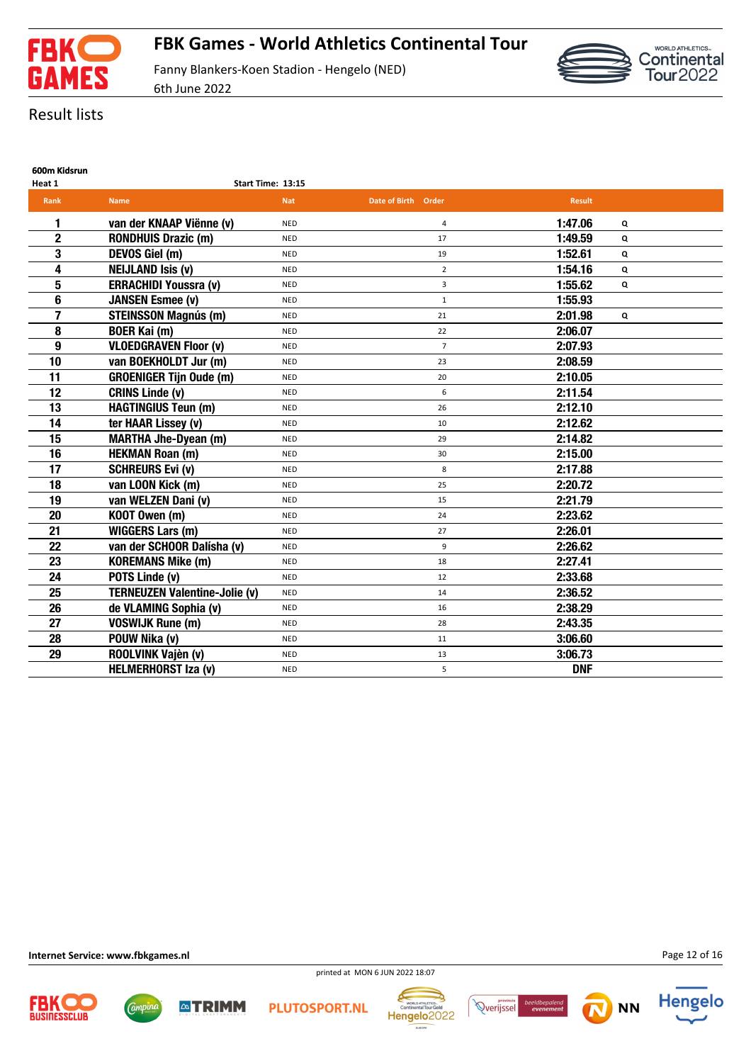# FBK Games - World Athletics Continental Tour

Fanny Blankers-Koen Stadion - Hengelo (NED)

6th June 2022

## Result lists

### 600m Kidsrun

Heat 1 — Start Time: 13:15

| Rank | Name | Nat | Date of Birth | Order | Result | |
|---|---|---|---|---|---|---|
| 1 | van der KNAAP Viënne (v) | NED | | 4 | 1:47.06 | Q |
| 2 | RONDHUIS Drazic (m) | NED | | 17 | 1:49.59 | Q |
| 3 | DEVOS Giel (m) | NED | | 19 | 1:52.61 | Q |
| 4 | NEIJLAND Isis (v) | NED | | 2 | 1:54.16 | Q |
| 5 | ERRACHIDI Youssra (v) | NED | | 3 | 1:55.62 | Q |
| 6 | JANSEN Esmee (v) | NED | | 1 | 1:55.93 | |
| 7 | STEINSSON Magnús (m) | NED | | 21 | 2:01.98 | Q |
| 8 | BOER Kai (m) | NED | | 22 | 2:06.07 | |
| 9 | VLOEDGRAVEN Floor (v) | NED | | 7 | 2:07.93 | |
| 10 | van BOEKHOLDT Jur (m) | NED | | 23 | 2:08.59 | |
| 11 | GROENIGER Tijn Oude (m) | NED | | 20 | 2:10.05 | |
| 12 | CRINS Linde (v) | NED | | 6 | 2:11.54 | |
| 13 | HAGTINGIUS Teun (m) | NED | | 26 | 2:12.10 | |
| 14 | ter HAAR Lissey (v) | NED | | 10 | 2:12.62 | |
| 15 | MARTHA Jhe-Dyean (m) | NED | | 29 | 2:14.82 | |
| 16 | HEKMAN Roan (m) | NED | | 30 | 2:15.00 | |
| 17 | SCHREURS Evi (v) | NED | | 8 | 2:17.88 | |
| 18 | van LOON Kick (m) | NED | | 25 | 2:20.72 | |
| 19 | van WELZEN Dani (v) | NED | | 15 | 2:21.79 | |
| 20 | KOOT Owen (m) | NED | | 24 | 2:23.62 | |
| 21 | WIGGERS Lars (m) | NED | | 27 | 2:26.01 | |
| 22 | van der SCHOOR Dalísha (v) | NED | | 9 | 2:26.62 | |
| 23 | KOREMANS Mike (m) | NED | | 18 | 2:27.41 | |
| 24 | POTS Linde (v) | NED | | 12 | 2:33.68 | |
| 25 | TERNEUZEN Valentine-Jolie (v) | NED | | 14 | 2:36.52 | |
| 26 | de VLAMING Sophia (v) | NED | | 16 | 2:38.29 | |
| 27 | VOSWIJK Rune (m) | NED | | 28 | 2:43.35 | |
| 28 | POUW Nika (v) | NED | | 11 | 3:06.60 | |
| 29 | ROOLVINK Vajèn (v) | NED | | 13 | 3:06.73 | |
| | HELMERHORST Iza (v) | NED | | 5 | DNF | |

Internet Service: www.fbkgames.nl

printed at MON 6 JUN 2022 18:07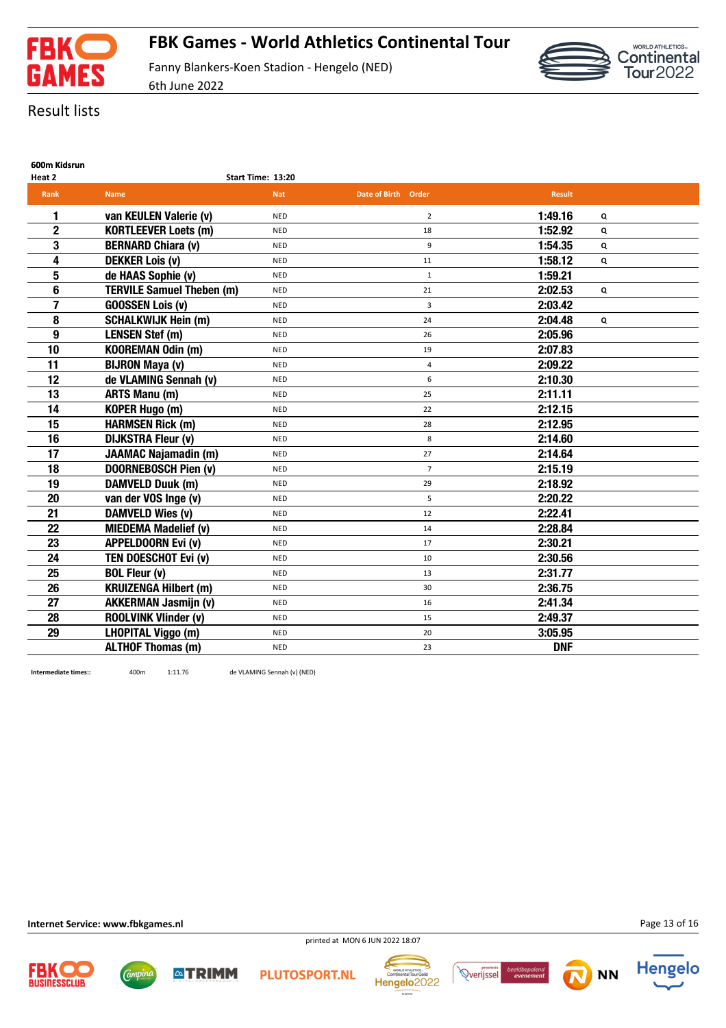# FBK Games - World Athletics Continental Tour

Fanny Blankers-Koen Stadion - Hengelo (NED)

6th June 2022

## Result lists

**600m Kidsrun**

**Heat 2** — **Start Time: 13:20**

| Rank | Name | Nat | Date of Birth | Order | Result | |
|---|---|---|---|---|---|---|
| 1 | van KEULEN Valerie (v) | NED | | 2 | 1:49.16 | Q |
| 2 | KORTLEEVER Loets (m) | NED | | 18 | 1:52.92 | Q |
| 3 | BERNARD Chiara (v) | NED | | 9 | 1:54.35 | Q |
| 4 | DEKKER Lois (v) | NED | | 11 | 1:58.12 | Q |
| 5 | de HAAS Sophie (v) | NED | | 1 | 1:59.21 | |
| 6 | TERVILE Samuel Theben (m) | NED | | 21 | 2:02.53 | Q |
| 7 | GOOSSEN Lois (v) | NED | | 3 | 2:03.42 | |
| 8 | SCHALKWIJK Hein (m) | NED | | 24 | 2:04.48 | Q |
| 9 | LENSEN Stef (m) | NED | | 26 | 2:05.96 | |
| 10 | KOOREMAN Odin (m) | NED | | 19 | 2:07.83 | |
| 11 | BIJRON Maya (v) | NED | | 4 | 2:09.22 | |
| 12 | de VLAMING Sennah (v) | NED | | 6 | 2:10.30 | |
| 13 | ARTS Manu (m) | NED | | 25 | 2:11.11 | |
| 14 | KOPER Hugo (m) | NED | | 22 | 2:12.15 | |
| 15 | HARMSEN Rick (m) | NED | | 28 | 2:12.95 | |
| 16 | DIJKSTRA Fleur (v) | NED | | 8 | 2:14.60 | |
| 17 | JAAMAC Najamadin (m) | NED | | 27 | 2:14.64 | |
| 18 | DOORNEBOSCH Pien (v) | NED | | 7 | 2:15.19 | |
| 19 | DAMVELD Duuk (m) | NED | | 29 | 2:18.92 | |
| 20 | van der VOS Inge (v) | NED | | 5 | 2:20.22 | |
| 21 | DAMVELD Wies (v) | NED | | 12 | 2:22.41 | |
| 22 | MIEDEMA Madelief (v) | NED | | 14 | 2:28.84 | |
| 23 | APPELDOORN Evi (v) | NED | | 17 | 2:30.21 | |
| 24 | TEN DOESCHOT Evi (v) | NED | | 10 | 2:30.56 | |
| 25 | BOL Fleur (v) | NED | | 13 | 2:31.77 | |
| 26 | KRUIZENGA Hilbert (m) | NED | | 30 | 2:36.75 | |
| 27 | AKKERMAN Jasmijn (v) | NED | | 16 | 2:41.34 | |
| 28 | ROOLVINK Vlinder (v) | NED | | 15 | 2:49.37 | |
| 29 | LHOPITAL Viggo (m) | NED | | 20 | 3:05.95 | |
| | ALTHOF Thomas (m) | NED | | 23 | DNF | |

**Intermediate times::** 400m 1:11.76 de VLAMING Sennah (v) (NED)

**Internet Service: www.fbkgames.nl**

printed at MON 6 JUN 2022 18:07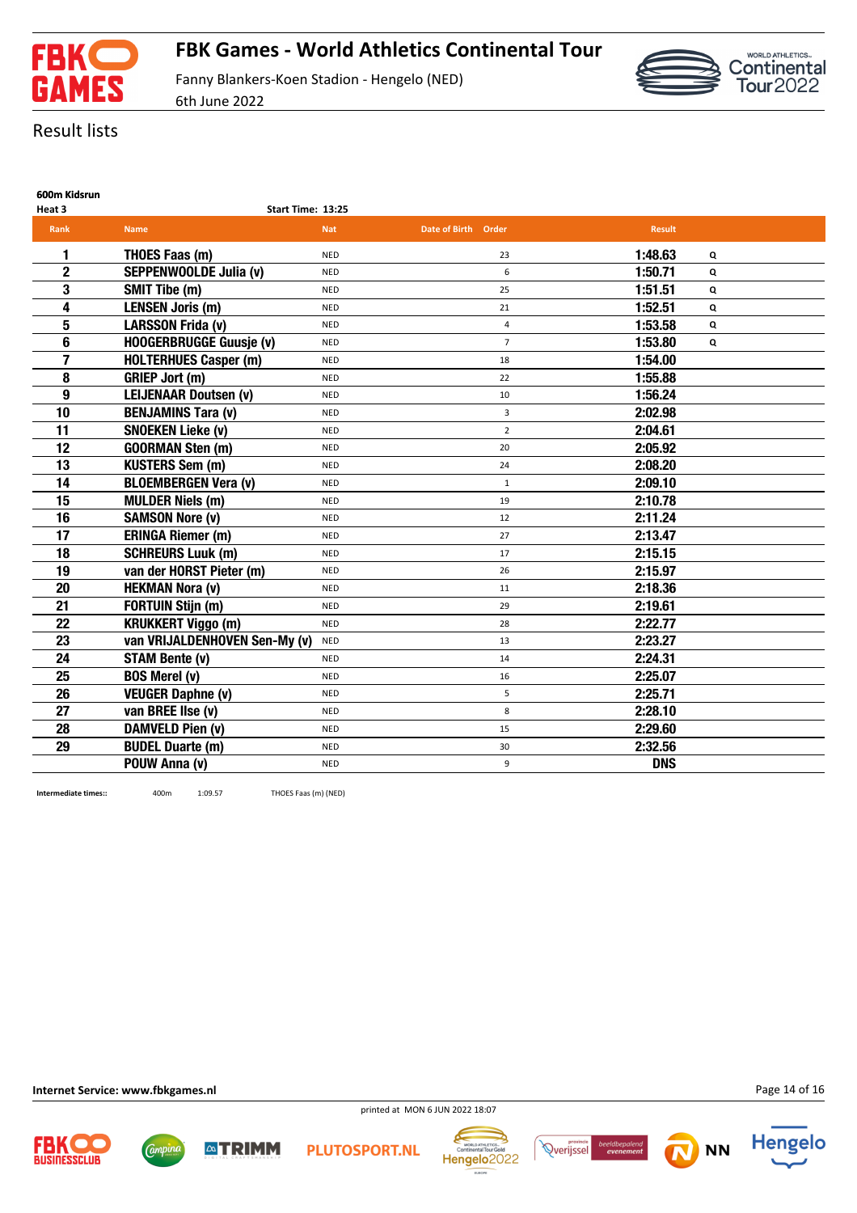# FBK Games - World Athletics Continental Tour

Fanny Blankers-Koen Stadion - Hengelo (NED)

6th June 2022

## Result lists

**600m Kidsrun**

**Heat 3** Start Time: 13:25

| Rank | Name | Nat | Date of Birth | Order | Result | |
|---|---|---|---|---|---|---|
| 1 | THOES Faas (m) | NED | | 23 | 1:48.63 | Q |
| 2 | SEPPENWOOLDE Julia (v) | NED | | 6 | 1:50.71 | Q |
| 3 | SMIT Tibe (m) | NED | | 25 | 1:51.51 | Q |
| 4 | LENSEN Joris (m) | NED | | 21 | 1:52.51 | Q |
| 5 | LARSSON Frida (v) | NED | | 4 | 1:53.58 | Q |
| 6 | HOOGERBRUGGE Guusje (v) | NED | | 7 | 1:53.80 | Q |
| 7 | HOLTERHUES Casper (m) | NED | | 18 | 1:54.00 | |
| 8 | GRIEP Jort (m) | NED | | 22 | 1:55.88 | |
| 9 | LEIJENAAR Doutsen (v) | NED | | 10 | 1:56.24 | |
| 10 | BENJAMINS Tara (v) | NED | | 3 | 2:02.98 | |
| 11 | SNOEKEN Lieke (v) | NED | | 2 | 2:04.61 | |
| 12 | GOORMAN Sten (m) | NED | | 20 | 2:05.92 | |
| 13 | KUSTERS Sem (m) | NED | | 24 | 2:08.20 | |
| 14 | BLOEMBERGEN Vera (v) | NED | | 1 | 2:09.10 | |
| 15 | MULDER Niels (m) | NED | | 19 | 2:10.78 | |
| 16 | SAMSON Nore (v) | NED | | 12 | 2:11.24 | |
| 17 | ERINGA Riemer (m) | NED | | 27 | 2:13.47 | |
| 18 | SCHREURS Luuk (m) | NED | | 17 | 2:15.15 | |
| 19 | van der HORST Pieter (m) | NED | | 26 | 2:15.97 | |
| 20 | HEKMAN Nora (v) | NED | | 11 | 2:18.36 | |
| 21 | FORTUIN Stijn (m) | NED | | 29 | 2:19.61 | |
| 22 | KRUKKERT Viggo (m) | NED | | 28 | 2:22.77 | |
| 23 | van VRIJALDENHOVEN Sen-My (v) | NED | | 13 | 2:23.27 | |
| 24 | STAM Bente (v) | NED | | 14 | 2:24.31 | |
| 25 | BOS Merel (v) | NED | | 16 | 2:25.07 | |
| 26 | VEUGER Daphne (v) | NED | | 5 | 2:25.71 | |
| 27 | van BREE Ilse (v) | NED | | 8 | 2:28.10 | |
| 28 | DAMVELD Pien (v) | NED | | 15 | 2:29.60 | |
| 29 | BUDEL Duarte (m) | NED | | 30 | 2:32.56 | |
| | POUW Anna (v) | NED | | 9 | DNS | |

**Intermediate times::** 400m 1:09.57 THOES Faas (m) (NED)

**Internet Service: www.fbkgames.nl**

printed at MON 6 JUN 2022 18:07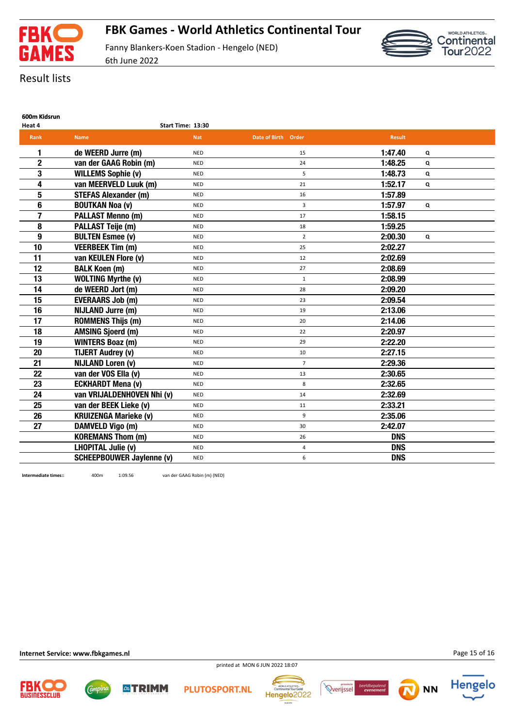# FBK Games - World Athletics Continental Tour

Fanny Blankers-Koen Stadion - Hengelo (NED)
6th June 2022

## Result lists

**600m Kidsrun**

Heat 4 — Start Time: 13:30

| Rank | Name | Nat | Date of Birth | Order | Result | |
|---|---|---|---|---|---|---|
| 1 | de WEERD Jurre (m) | NED | | 15 | 1:47.40 | Q |
| 2 | van der GAAG Robin (m) | NED | | 24 | 1:48.25 | Q |
| 3 | WILLEMS Sophie (v) | NED | | 5 | 1:48.73 | Q |
| 4 | van MEERVELD Luuk (m) | NED | | 21 | 1:52.17 | Q |
| 5 | STEFAS Alexander (m) | NED | | 16 | 1:57.89 | |
| 6 | BOUTKAN Noa (v) | NED | | 3 | 1:57.97 | Q |
| 7 | PALLAST Menno (m) | NED | | 17 | 1:58.15 | |
| 8 | PALLAST Teije (m) | NED | | 18 | 1:59.25 | |
| 9 | BULTEN Esmee (v) | NED | | 2 | 2:00.30 | Q |
| 10 | VEERBEEK Tim (m) | NED | | 25 | 2:02.27 | |
| 11 | van KEULEN Flore (v) | NED | | 12 | 2:02.69 | |
| 12 | BALK Koen (m) | NED | | 27 | 2:08.69 | |
| 13 | WOLTING Myrthe (v) | NED | | 1 | 2:08.99 | |
| 14 | de WEERD Jort (m) | NED | | 28 | 2:09.20 | |
| 15 | EVERAARS Job (m) | NED | | 23 | 2:09.54 | |
| 16 | NIJLAND Jurre (m) | NED | | 19 | 2:13.06 | |
| 17 | ROMMENS Thijs (m) | NED | | 20 | 2:14.06 | |
| 18 | AMSING Sjoerd (m) | NED | | 22 | 2:20.97 | |
| 19 | WINTERS Boaz (m) | NED | | 29 | 2:22.20 | |
| 20 | TIJERT Audrey (v) | NED | | 10 | 2:27.15 | |
| 21 | NIJLAND Loren (v) | NED | | 7 | 2:29.36 | |
| 22 | van der VOS Ella (v) | NED | | 13 | 2:30.65 | |
| 23 | ECKHARDT Mena (v) | NED | | 8 | 2:32.65 | |
| 24 | van VRIJALDENHOVEN Nhi (v) | NED | | 14 | 2:32.69 | |
| 25 | van der BEEK Lieke (v) | NED | | 11 | 2:33.21 | |
| 26 | KRUIZENGA Marieke (v) | NED | | 9 | 2:35.06 | |
| 27 | DAMVELD Vigo (m) | NED | | 30 | 2:42.07 | |
| | KOREMANS Thom (m) | NED | | 26 | DNS | |
| | LHOPITAL Julie (v) | NED | | 4 | DNS | |
| | SCHEEPBOUWER Jaylenne (v) | NED | | 6 | DNS | |

Intermediate times:: 400m 1:09.56 van der GAAG Robin (m) (NED)

Internet Service: www.fbkgames.nl

printed at MON 6 JUN 2022 18:07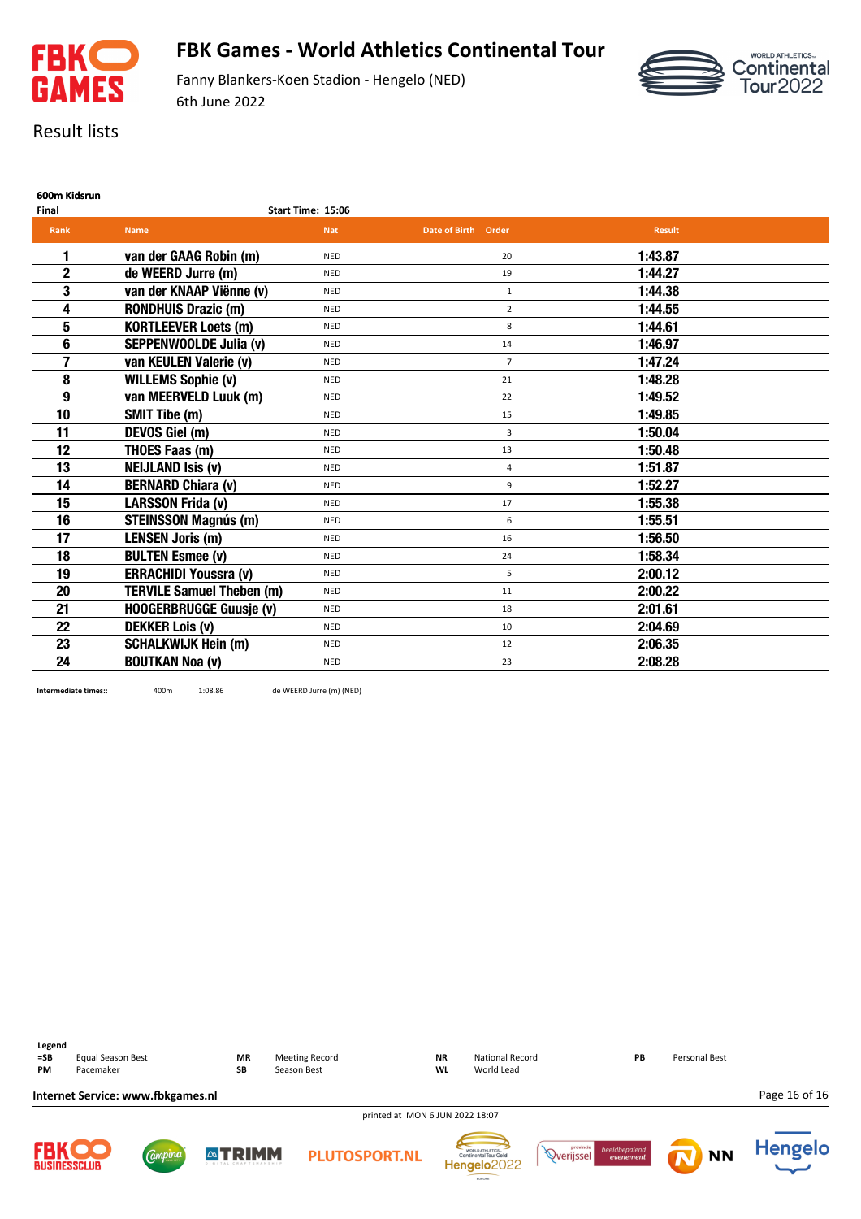# FBK Games - World Athletics Continental Tour

Fanny Blankers-Koen Stadion - Hengelo (NED)
6th June 2022

Result lists

**600m Kidsrun**

**Final** — **Start Time: 15:06**

| Rank | Name | Nat | Date of Birth | Order | Result |
|---|---|---|---|---|---|
| 1 | van der GAAG Robin (m) | NED | | 20 | 1:43.87 |
| 2 | de WEERD Jurre (m) | NED | | 19 | 1:44.27 |
| 3 | van der KNAAP Viënne (v) | NED | | 1 | 1:44.38 |
| 4 | RONDHUIS Drazic (m) | NED | | 2 | 1:44.55 |
| 5 | KORTLEEVER Loets (m) | NED | | 8 | 1:44.61 |
| 6 | SEPPENWOOLDE Julia (v) | NED | | 14 | 1:46.97 |
| 7 | van KEULEN Valerie (v) | NED | | 7 | 1:47.24 |
| 8 | WILLEMS Sophie (v) | NED | | 21 | 1:48.28 |
| 9 | van MEERVELD Luuk (m) | NED | | 22 | 1:49.52 |
| 10 | SMIT Tibe (m) | NED | | 15 | 1:49.85 |
| 11 | DEVOS Giel (m) | NED | | 3 | 1:50.04 |
| 12 | THOES Faas (m) | NED | | 13 | 1:50.48 |
| 13 | NEIJLAND Isis (v) | NED | | 4 | 1:51.87 |
| 14 | BERNARD Chiara (v) | NED | | 9 | 1:52.27 |
| 15 | LARSSON Frida (v) | NED | | 17 | 1:55.38 |
| 16 | STEINSSON Magnús (m) | NED | | 6 | 1:55.51 |
| 17 | LENSEN Joris (m) | NED | | 16 | 1:56.50 |
| 18 | BULTEN Esmee (v) | NED | | 24 | 1:58.34 |
| 19 | ERRACHIDI Youssra (v) | NED | | 5 | 2:00.12 |
| 20 | TERVILE Samuel Theben (m) | NED | | 11 | 2:00.22 |
| 21 | HOOGERBRUGGE Guusje (v) | NED | | 18 | 2:01.61 |
| 22 | DEKKER Lois (v) | NED | | 10 | 2:04.69 |
| 23 | SCHALKWIJK Hein (m) | NED | | 12 | 2:06.35 |
| 24 | BOUTKAN Noa (v) | NED | | 23 | 2:08.28 |

**Intermediate times::** 400m 1:08.86 de WEERD Jurre (m) (NED)

**Legend**

| | | | | | | | |
|---|---|---|---|---|---|---|---|
| =SB | Equal Season Best | MR | Meeting Record | NR | National Record | PB | Personal Best |
| PM | Pacemaker | SB | Season Best | WL | World Lead | | |

**Internet Service: www.fbkgames.nl**

printed at MON 6 JUN 2022 18:07